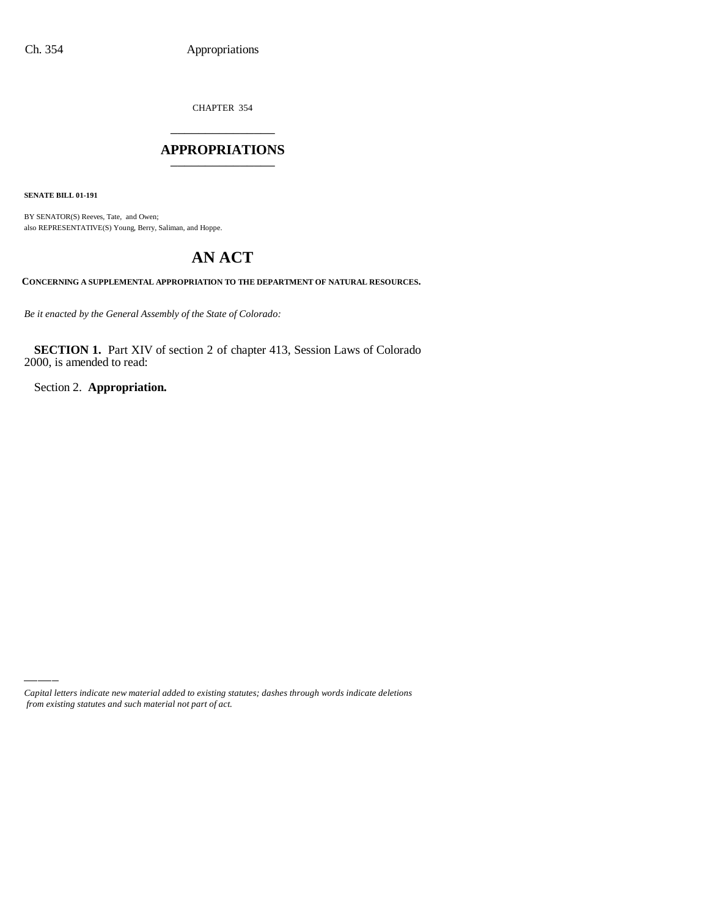CHAPTER 354

# APPROPRIATIONS

**SENATE BILL 01-191**

BY SENATOR(S) Reeves, Tate, and Owen;
also REPRESENTATIVE(S) Young, Berry, Saliman, and Hoppe.

# AN ACT

**CONCERNING A SUPPLEMENTAL APPROPRIATION TO THE DEPARTMENT OF NATURAL RESOURCES.**

*Be it enacted by the General Assembly of the State of Colorado:*

**SECTION 1.** Part XIV of section 2 of chapter 413, Session Laws of Colorado 2000, is amended to read:

Section 2. **Appropriation.**

*Capital letters indicate new material added to existing statutes; dashes through words indicate deletions from existing statutes and such material not part of act.*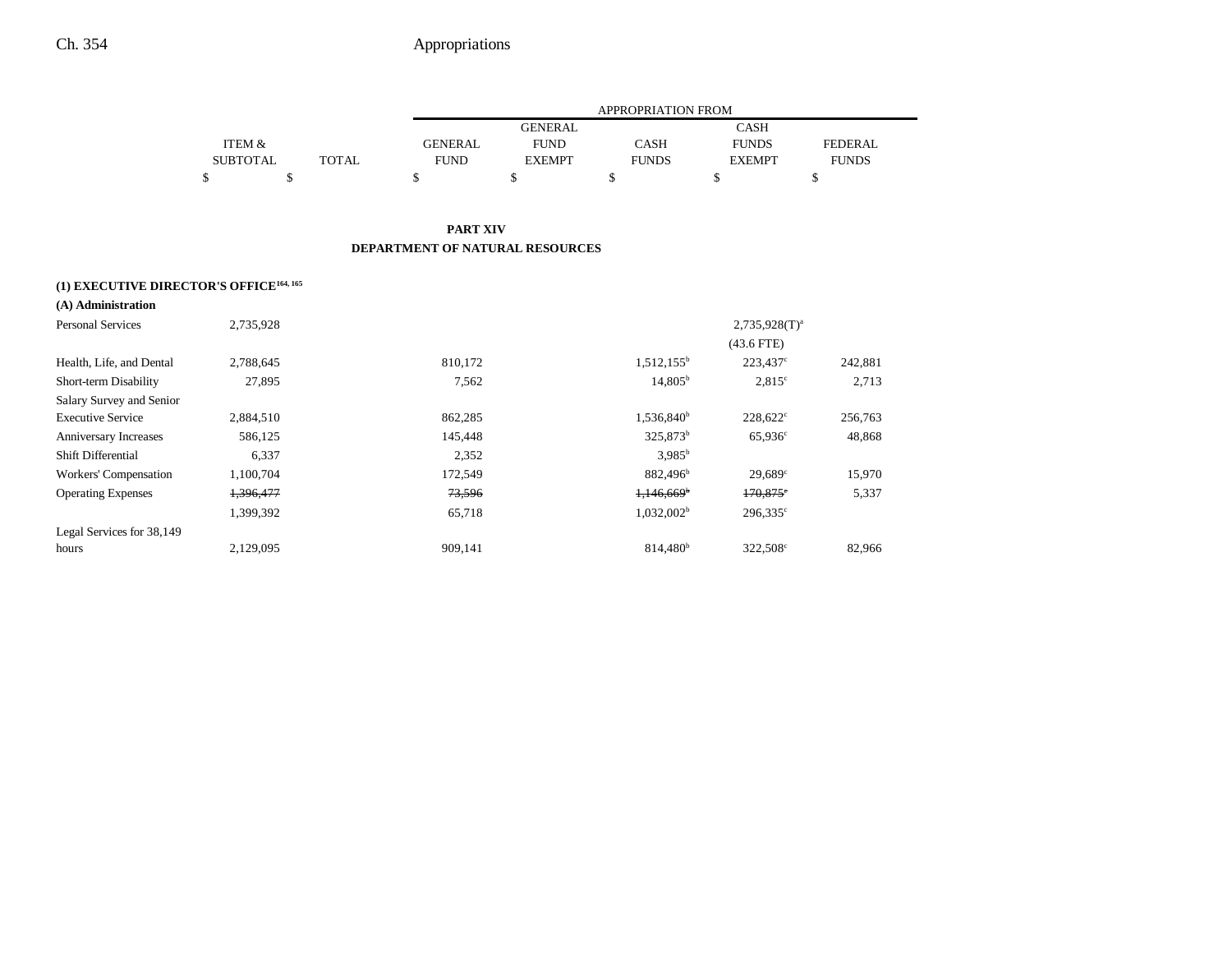| | ITEM & SUBTOTAL | TOTAL | GENERAL FUND | GENERAL FUND EXEMPT | CASH FUNDS | CASH FUNDS EXEMPT | FEDERAL FUNDS |
|---|---|---|---|---|---|---|---|
| | | | APPROPRIATION FROM | | | | |
| | $ | $ | $ | $ | $ | $ | $ |

## PART XIV
## DEPARTMENT OF NATURAL RESOURCES

**(1) EXECUTIVE DIRECTOR'S OFFICE**[164, 165]

**(A) Administration**

| | ITEM & SUBTOTAL | TOTAL | GENERAL FUND | GENERAL FUND EXEMPT | CASH FUNDS | CASH FUNDS EXEMPT | FEDERAL FUNDS |
|---|---|---|---|---|---|---|---|
| Personal Services | 2,735,928 | | | | | 2,735,928(T)[a] | |
| | | | | | | (43.6 FTE) | |
| Health, Life, and Dental | 2,788,645 | | 810,172 | | 1,512,155[b] | 223,437[c] | 242,881 |
| Short-term Disability | 27,895 | | 7,562 | | 14,805[b] | 2,815[c] | 2,713 |
| Salary Survey and Senior Executive Service | 2,884,510 | | 862,285 | | 1,536,840[b] | 228,622[c] | 256,763 |
| Anniversary Increases | 586,125 | | 145,448 | | 325,873[b] | 65,936[c] | 48,868 |
| Shift Differential | 6,337 | | 2,352 | | 3,985[b] | | |
| Workers' Compensation | 1,100,704 | | 172,549 | | 882,496[b] | 29,689[c] | 15,970 |
| Operating Expenses | ~~1,396,477~~ | | ~~73,596~~ | | ~~1,146,669[b]~~ | ~~170,875[c]~~ | 5,337 |
| | 1,399,392 | | 65,718 | | 1,032,002[b] | 296,335[c] | |
| Legal Services for 38,149 hours | 2,129,095 | | 909,141 | | 814,480[b] | 322,508[c] | 82,966 |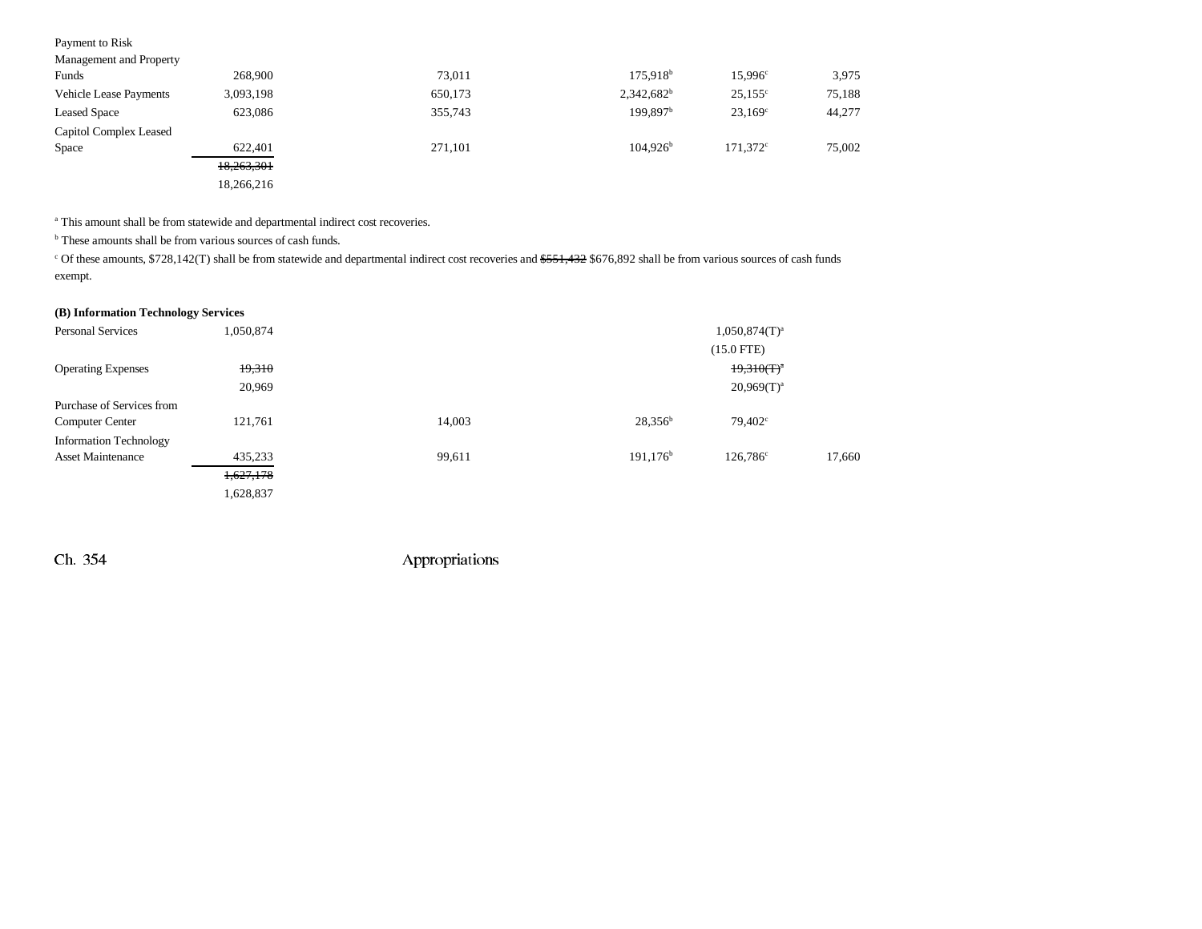| | | | | | |
|---|---|---|---|---|---|
| Payment to Risk Management and Property Funds | 268,900 | 73,011 | 175,918[b] | 15,996[c] | 3,975 |
| Vehicle Lease Payments | 3,093,198 | 650,173 | 2,342,682[b] | 25,155[c] | 75,188 |
| Leased Space | 623,086 | 355,743 | 199,897[b] | 23,169[c] | 44,277 |
| Capitol Complex Leased Space | 622,401 | 271,101 | 104,926[b] | 171,372[c] | 75,002 |
| | ~~18,263,301~~ | | | | |
| | 18,266,216 | | | | |

[a] This amount shall be from statewide and departmental indirect cost recoveries.

[b] These amounts shall be from various sources of cash funds.

[c] Of these amounts, $728,142(T) shall be from statewide and departmental indirect cost recoveries and ~~$551,432~~ $676,892 shall be from various sources of cash funds exempt.

**(B) Information Technology Services**

| | | | | | |
|---|---|---|---|---|---|
| Personal Services | 1,050,874 | | | 1,050,874(T)[a] | |
| | | | | (15.0 FTE) | |
| Operating Expenses | ~~19,310~~ | | | ~~19,310(T)[a]~~ | |
| | 20,969 | | | 20,969(T)[a] | |
| Purchase of Services from Computer Center | 121,761 | 14,003 | 28,356[b] | 79,402[c] | |
| Information Technology Asset Maintenance | 435,233 | 99,611 | 191,176[b] | 126,786[c] | 17,660 |
| | ~~1,627,178~~ | | | | |
| | 1,628,837 | | | | |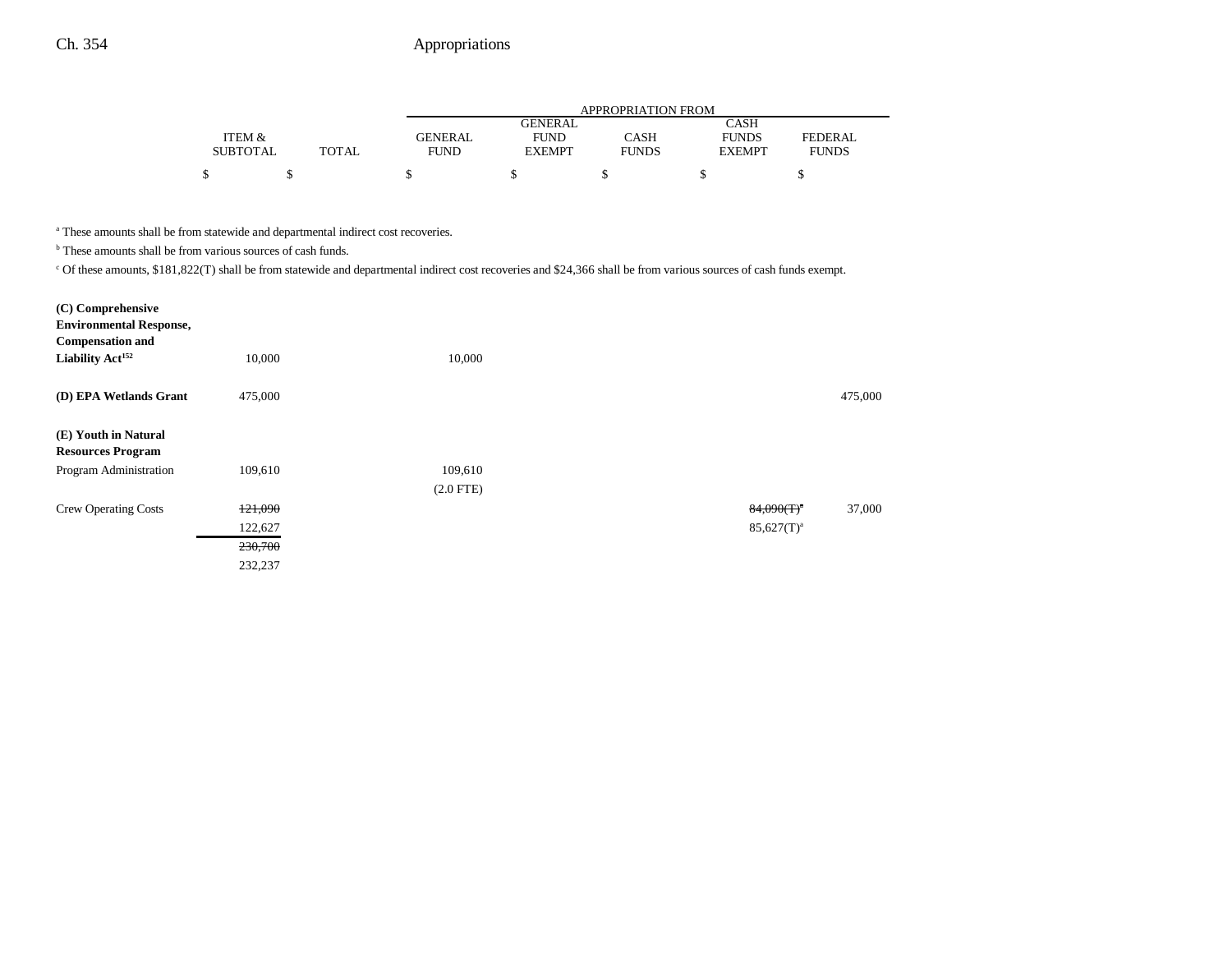| | ITEM & SUBTOTAL | TOTAL | APPROPRIATION FROM GENERAL FUND | GENERAL FUND EXEMPT | CASH FUNDS | CASH FUNDS EXEMPT | FEDERAL FUNDS |
|---|---|---|---|---|---|---|---|
| | $ | $ | $ | $ | $ | $ | $ |

[a] These amounts shall be from statewide and departmental indirect cost recoveries.

[b] These amounts shall be from various sources of cash funds.

[c] Of these amounts, $181,822(T) shall be from statewide and departmental indirect cost recoveries and $24,366 shall be from various sources of cash funds exempt.

| | ITEM & SUBTOTAL | TOTAL | GENERAL FUND | GENERAL FUND EXEMPT | CASH FUNDS | CASH FUNDS EXEMPT | FEDERAL FUNDS |
|---|---|---|---|---|---|---|---|
| **(C) Comprehensive Environmental Response, Compensation and Liability Act**[152] | 10,000 | | 10,000 | | | | |
| **(D) EPA Wetlands Grant** | 475,000 | | | | | | 475,000 |
| **(E) Youth in Natural Resources Program** | | | | | | | |
| Program Administration | 109,610 | | 109,610 (2.0 FTE) | | | | |
| Crew Operating Costs | ~~121,090~~ 122,627 | | | | | ~~84,090(T)~~[a] 85,627(T)[a] | 37,000 |
| | ~~230,700~~ 232,237 | | | | | | |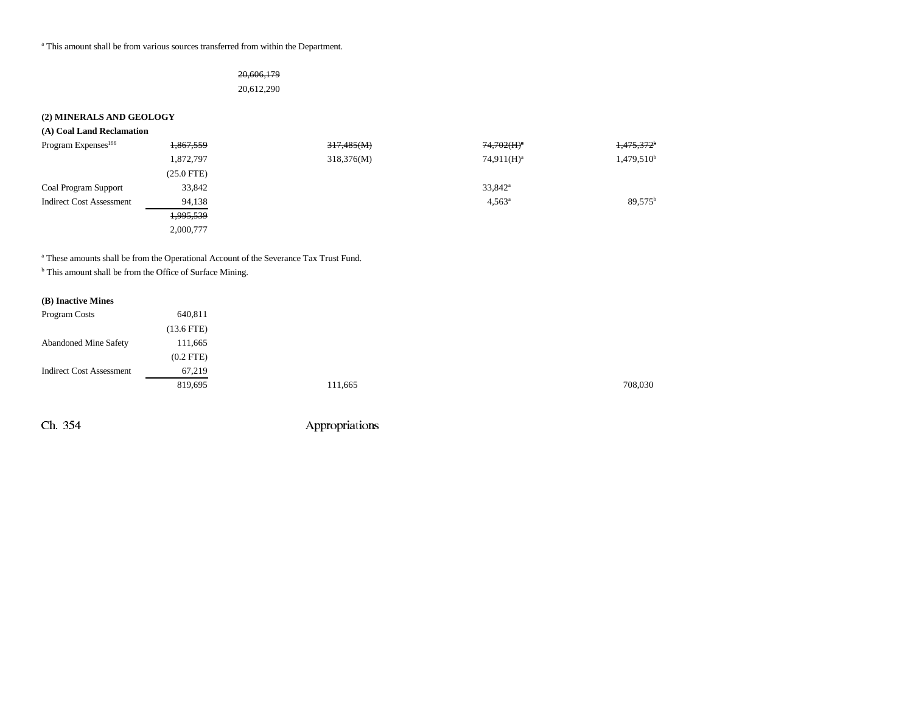[a] This amount shall be from various sources transferred from within the Department.

| | | | | | |
|---|---|---|---|---|---|
| | | ~~20,606,179~~ | | | |
| | | 20,612,290 | | | |

**(2) MINERALS AND GEOLOGY**

**(A) Coal Land Reclamation**

| | | | | |
|---|---|---|---|---|
| Program Expenses[166] | ~~1,867,559~~ | ~~317,485(M)~~ | ~~74,702(H)[a]~~ | ~~1,475,372[b]~~ |
| | 1,872,797 | 318,376(M) | 74,911(H)[a] | 1,479,510[b] |
| | (25.0 FTE) | | | |
| Coal Program Support | 33,842 | | 33,842[a] | |
| Indirect Cost Assessment | 94,138 | | 4,563[a] | 89,575[b] |
| | ~~1,995,539~~ | | | |
| | 2,000,777 | | | |

[a] These amounts shall be from the Operational Account of the Severance Tax Trust Fund.
[b] This amount shall be from the Office of Surface Mining.

**(B) Inactive Mines**

| | | | | |
|---|---|---|---|---|
| Program Costs | 640,811 | | | |
| | (13.6 FTE) | | | |
| Abandoned Mine Safety | 111,665 | | | |
| | (0.2 FTE) | | | |
| Indirect Cost Assessment | 67,219 | | | |
| | 819,695 | 111,665 | | 708,030 |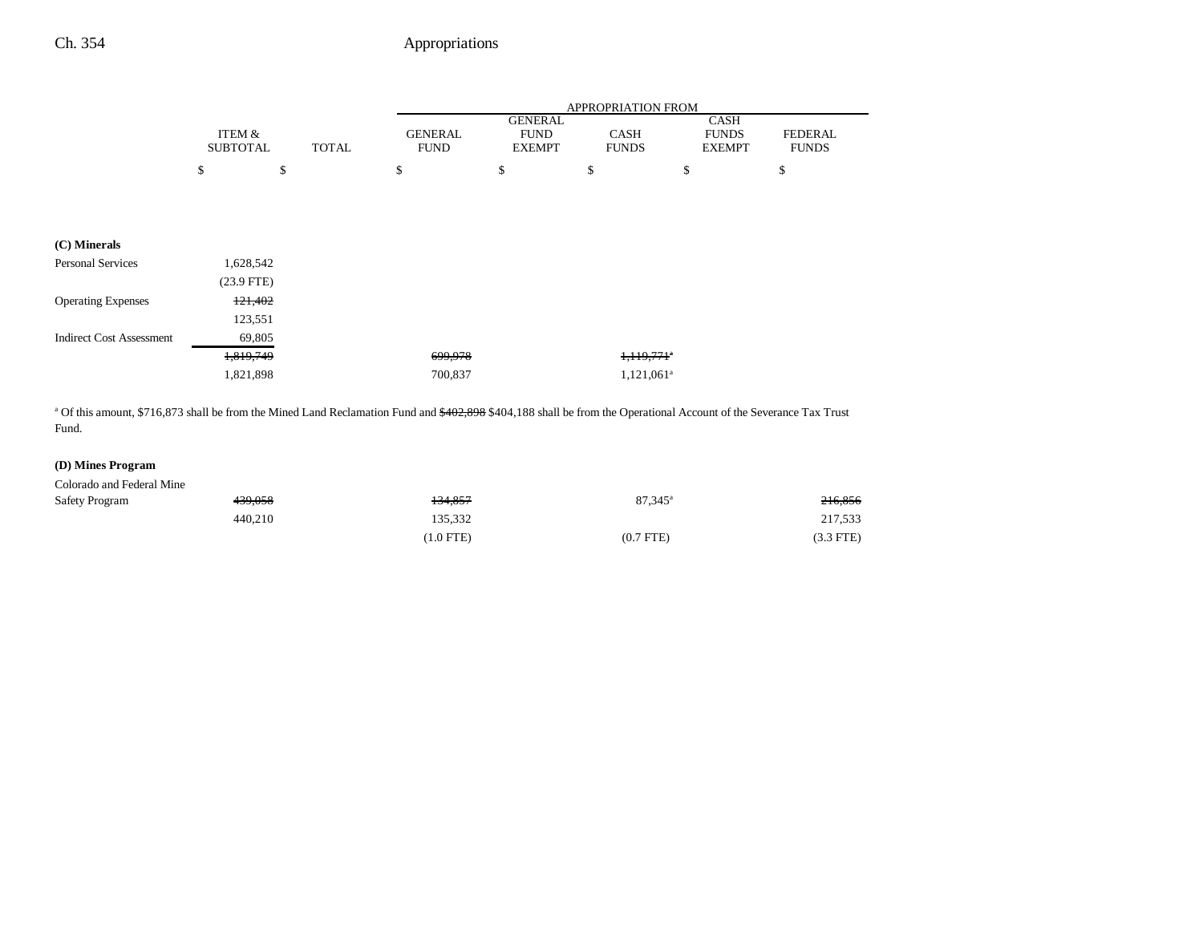| | ITEM & SUBTOTAL | TOTAL | GENERAL FUND | GENERAL FUND EXEMPT | CASH FUNDS | CASH FUNDS EXEMPT | FEDERAL FUNDS |
|---|---|---|---|---|---|---|---|
| | $ | $ | $ | $ | $ | $ | $ |
| **(C) Minerals** | | | | | | | |
| Personal Services | 1,628,542 | | | | | | |
| | (23.9 FTE) | | | | | | |
| Operating Expenses | ~~121,402~~ | | | | | | |
| | 123,551 | | | | | | |
| Indirect Cost Assessment | 69,805 | | | | | | |
| | ~~1,819,749~~ | | ~~699,978~~ | | ~~1,119,771~~[a] | | |
| | 1,821,898 | | 700,837 | | 1,121,061[a] | | |

[a] Of this amount, $716,873 shall be from the Mined Land Reclamation Fund and ~~$402,898~~ $404,188 shall be from the Operational Account of the Severance Tax Trust Fund.

| | ITEM & SUBTOTAL | TOTAL | GENERAL FUND | GENERAL FUND EXEMPT | CASH FUNDS | CASH FUNDS EXEMPT | FEDERAL FUNDS |
|---|---|---|---|---|---|---|---|
| **(D) Mines Program** | | | | | | | |
| Colorado and Federal Mine Safety Program | ~~439,058~~ | | ~~134,857~~ | | 87,345[a] | | ~~216,856~~ |
| | 440,210 | | 135,332 | | | | 217,533 |
| | | | (1.0 FTE) | | (0.7 FTE) | | (3.3 FTE) |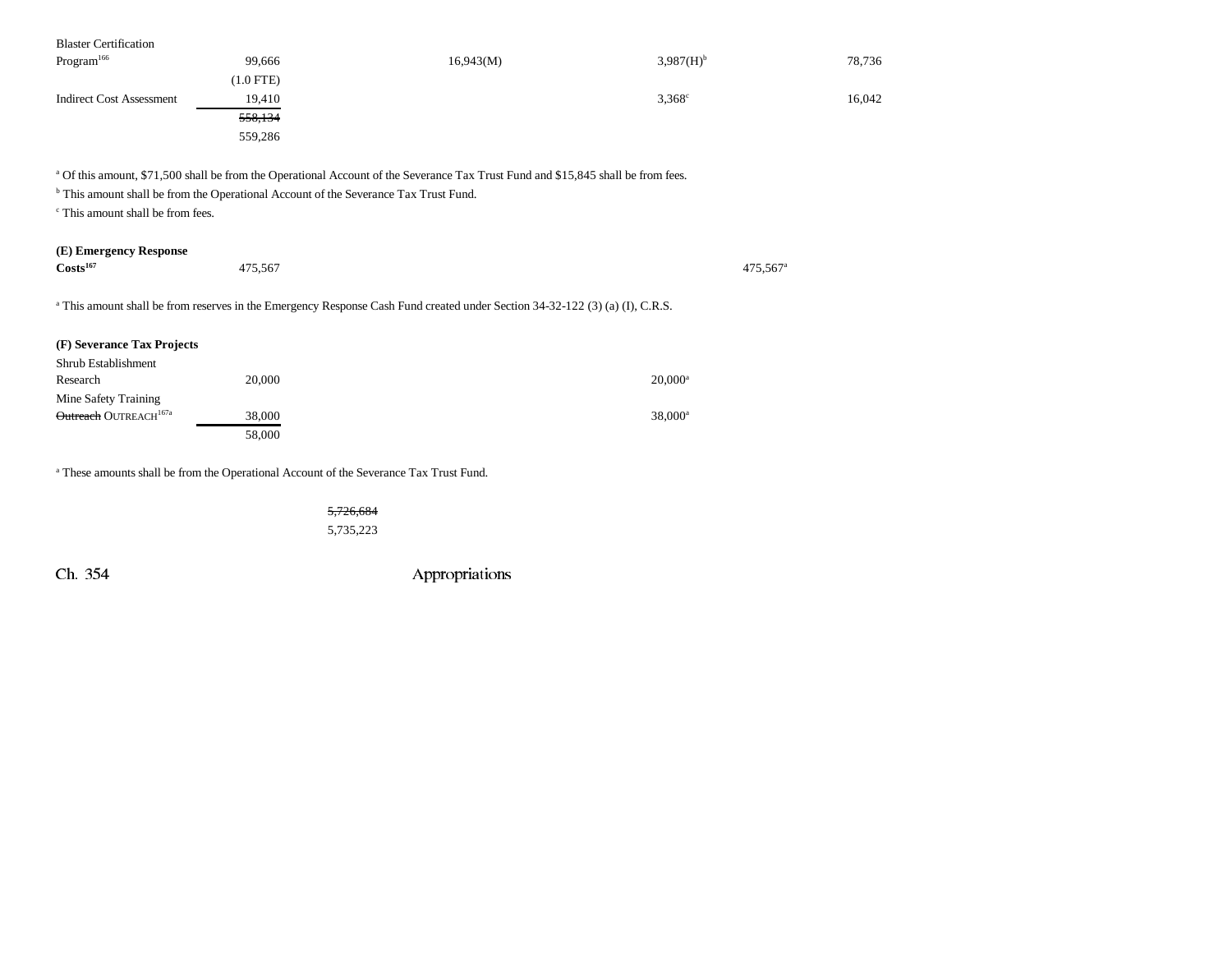| | | | | | |
|---|---|---|---|---|---|
| Blaster Certification Program[166] | 99,666 | | 16,943(M) | 3,987(H)[b] | 78,736 |
| | (1.0 FTE) | | | | |
| Indirect Cost Assessment | 19,410 | | | 3,368[c] | 16,042 |
| | ~~558,134~~ | | | | |
| | 559,286 | | | | |

[a] Of this amount, $71,500 shall be from the Operational Account of the Severance Tax Trust Fund and $15,845 shall be from fees.

[b] This amount shall be from the Operational Account of the Severance Tax Trust Fund.

[c] This amount shall be from fees.

| | | | | | |
|---|---|---|---|---|---|
| **(E) Emergency Response Costs[167]** | 475,567 | | | 475,567[a] | |

[a] This amount shall be from reserves in the Emergency Response Cash Fund created under Section 34-32-122 (3) (a) (I), C.R.S.

**(F) Severance Tax Projects**

| | | | | | |
|---|---|---|---|---|---|
| Shrub Establishment Research | 20,000 | | | 20,000[a] | |
| Mine Safety Training ~~Outreach~~ OUTREACH[167a] | 38,000 | | | 38,000[a] | |
| | 58,000 | | | | |

[a] These amounts shall be from the Operational Account of the Severance Tax Trust Fund.

| | | |
|---|---|---|
| | | ~~5,726,684~~ |
| | | 5,735,223 |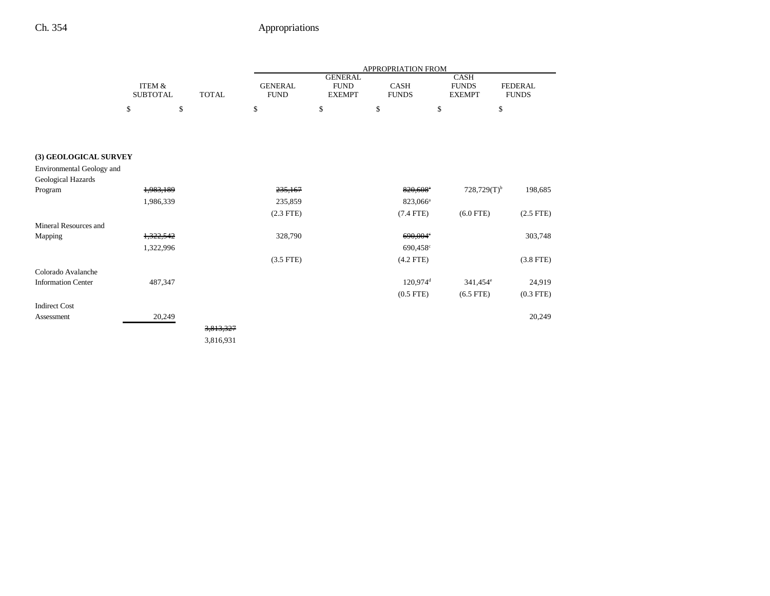| | ITEM & SUBTOTAL | TOTAL | GENERAL FUND | GENERAL FUND EXEMPT | CASH FUNDS | CASH FUNDS EXEMPT | FEDERAL FUNDS |
|---|---|---|---|---|---|---|---|
| | | | APPROPRIATION FROM | | | | |
| | $ | $ | $ | $ | $ | $ | $ |
| **(3) GEOLOGICAL SURVEY** | | | | | | | |
| Environmental Geology and Geological Hazards Program | ~~1,983,189~~ | | ~~235,167~~ | | ~~820,608~~[a] | 728,729(T)[b] | 198,685 |
| | 1,986,339 | | 235,859 | | 823,066[a] | | |
| | | | (2.3 FTE) | | (7.4 FTE) | (6.0 FTE) | (2.5 FTE) |
| Mineral Resources and Mapping | ~~1,322,542~~ | | 328,790 | | ~~690,004~~[c] | | 303,748 |
| | 1,322,996 | | | | 690,458[c] | | |
| | | | (3.5 FTE) | | (4.2 FTE) | | (3.8 FTE) |
| Colorado Avalanche Information Center | 487,347 | | | | 120,974[d] | 341,454[e] | 24,919 |
| | | | | | (0.5 FTE) | (6.5 FTE) | (0.3 FTE) |
| Indirect Cost Assessment | 20,249 | | | | | | 20,249 |
| | | ~~3,813,327~~ | | | | | |
| | | 3,816,931 | | | | | |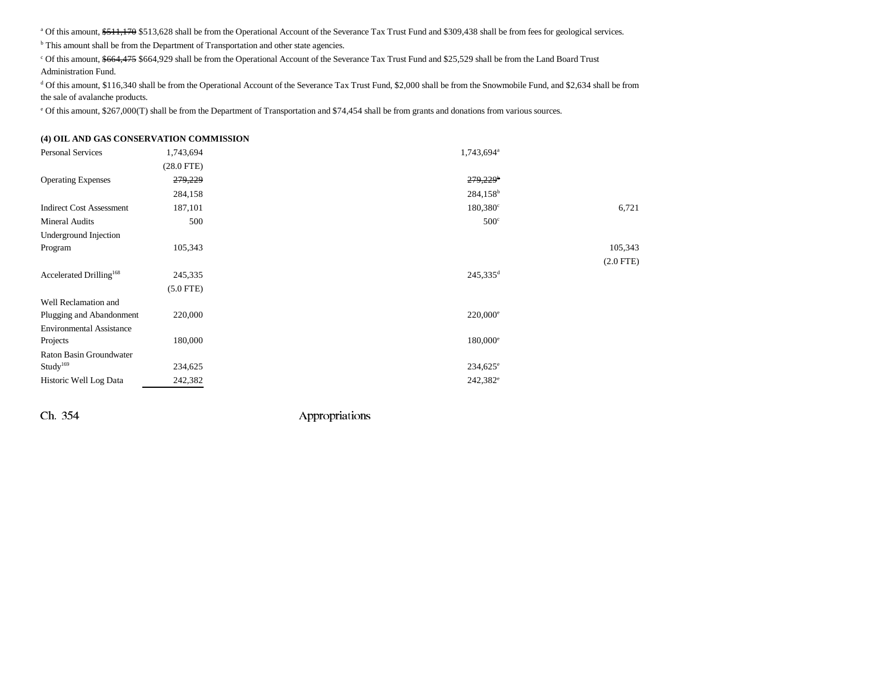[a] Of this amount, ~~$511,170~~ $513,628 shall be from the Operational Account of the Severance Tax Trust Fund and $309,438 shall be from fees for geological services.

[b] This amount shall be from the Department of Transportation and other state agencies.

[c] Of this amount, ~~$664,475~~ $664,929 shall be from the Operational Account of the Severance Tax Trust Fund and $25,529 shall be from the Land Board Trust Administration Fund.

[d] Of this amount, $116,340 shall be from the Operational Account of the Severance Tax Trust Fund, $2,000 shall be from the Snowmobile Fund, and $2,634 shall be from the sale of avalanche products.

[e] Of this amount, $267,000(T) shall be from the Department of Transportation and $74,454 shall be from grants and donations from various sources.

**(4) OIL AND GAS CONSERVATION COMMISSION**

| | | | |
|---|---|---|---|
| Personal Services | 1,743,694 | 1,743,694[a] | |
| | (28.0 FTE) | | |
| Operating Expenses | ~~279,229~~ | ~~279,229[b]~~ | |
| | 284,158 | 284,158[b] | |
| Indirect Cost Assessment | 187,101 | 180,380[c] | 6,721 |
| Mineral Audits | 500 | 500[c] | |
| Underground Injection Program | 105,343 | | 105,343 |
| | | | (2.0 FTE) |
| Accelerated Drilling[168] | 245,335 | 245,335[d] | |
| | (5.0 FTE) | | |
| Well Reclamation and Plugging and Abandonment | 220,000 | 220,000[e] | |
| Environmental Assistance Projects | 180,000 | 180,000[e] | |
| Raton Basin Groundwater Study[169] | 234,625 | 234,625[e] | |
| Historic Well Log Data | 242,382 | 242,382[e] | |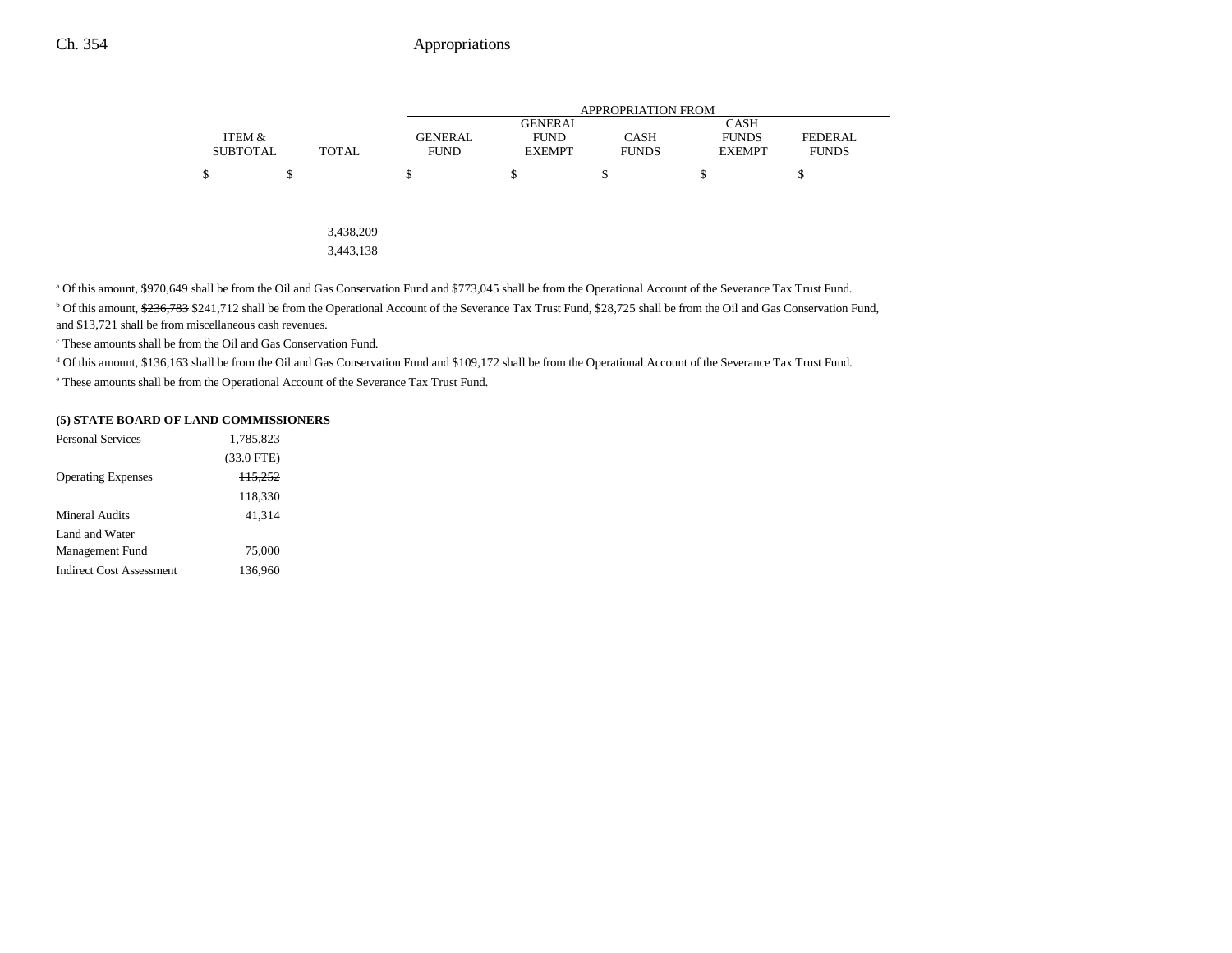| | ITEM & SUBTOTAL | TOTAL | APPROPRIATION FROM GENERAL FUND | GENERAL FUND EXEMPT | CASH FUNDS | CASH FUNDS EXEMPT | FEDERAL FUNDS |
|---|---|---|---|---|---|---|---|
| | $ | $ | $ | $ | $ | $ | $ |
| | | ~~3,438,209~~ | | | | | |
| | | 3,443,138 | | | | | |

[a] Of this amount, $970,649 shall be from the Oil and Gas Conservation Fund and $773,045 shall be from the Operational Account of the Severance Tax Trust Fund.

[b] Of this amount, ~~$236,783~~ $241,712 shall be from the Operational Account of the Severance Tax Trust Fund, $28,725 shall be from the Oil and Gas Conservation Fund, and $13,721 shall be from miscellaneous cash revenues.

[c] These amounts shall be from the Oil and Gas Conservation Fund.

[d] Of this amount, $136,163 shall be from the Oil and Gas Conservation Fund and $109,172 shall be from the Operational Account of the Severance Tax Trust Fund.

[e] These amounts shall be from the Operational Account of the Severance Tax Trust Fund.

**(5) STATE BOARD OF LAND COMMISSIONERS**

| | ITEM & SUBTOTAL |
|---|---|
| Personal Services | 1,785,823 |
| | (33.0 FTE) |
| Operating Expenses | ~~115,252~~ |
| | 118,330 |
| Mineral Audits | 41,314 |
| Land and Water Management Fund | 75,000 |
| Indirect Cost Assessment | 136,960 |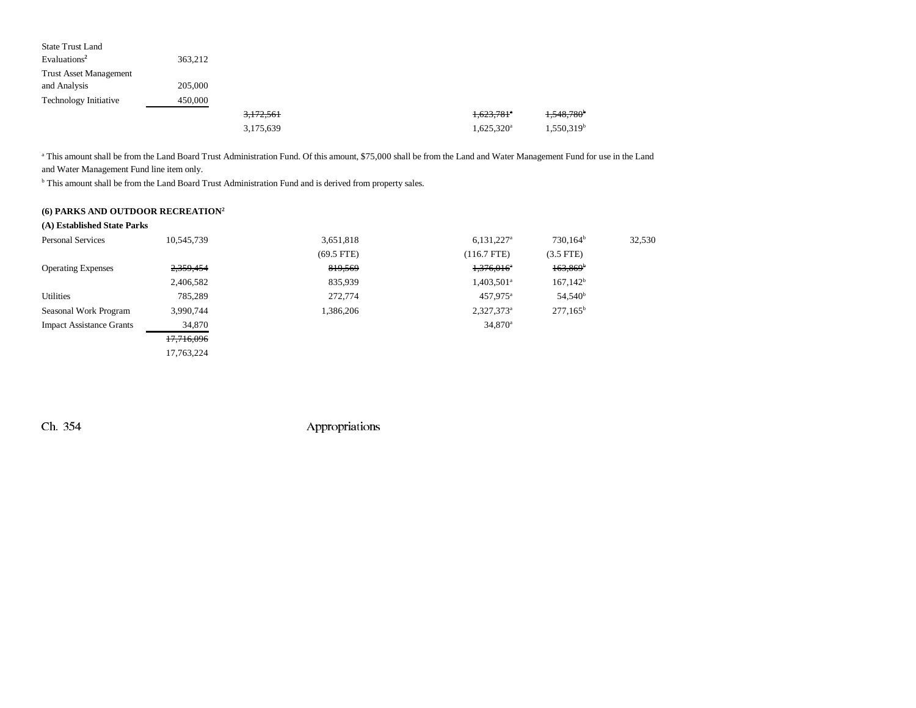| | | | | | | |
|---|---|---|---|---|---|---|
| State Trust Land Evaluations[2] | 363,212 | | | | | |
| Trust Asset Management and Analysis | 205,000 | | | | | |
| Technology Initiative | 450,000 | | | | | |
| | | ~~3,172,561~~ | | ~~1,623,781~~[a] | ~~1,548,780~~[b] | |
| | | 3,175,639 | | 1,625,320[a] | 1,550,319[b] | |

[a] This amount shall be from the Land Board Trust Administration Fund. Of this amount, $75,000 shall be from the Land and Water Management Fund for use in the Land and Water Management Fund line item only.

[b] This amount shall be from the Land Board Trust Administration Fund and is derived from property sales.

**(6) PARKS AND OUTDOOR RECREATION[2]**

**(A) Established State Parks**

| | | | | | | |
|---|---|---|---|---|---|---|
| Personal Services | 10,545,739 | | 3,651,818 | 6,131,227[a] | 730,164[b] | 32,530 |
| | | | (69.5 FTE) | (116.7 FTE) | (3.5 FTE) | |
| Operating Expenses | ~~2,359,454~~ | | ~~819,569~~ | ~~1,376,016~~[a] | ~~163,869~~[b] | |
| | 2,406,582 | | 835,939 | 1,403,501[a] | 167,142[b] | |
| Utilities | 785,289 | | 272,774 | 457,975[a] | 54,540[b] | |
| Seasonal Work Program | 3,990,744 | | 1,386,206 | 2,327,373[a] | 277,165[b] | |
| Impact Assistance Grants | 34,870 | | | 34,870[a] | | |
| | ~~17,716,096~~ | | | | | |
| | 17,763,224 | | | | | |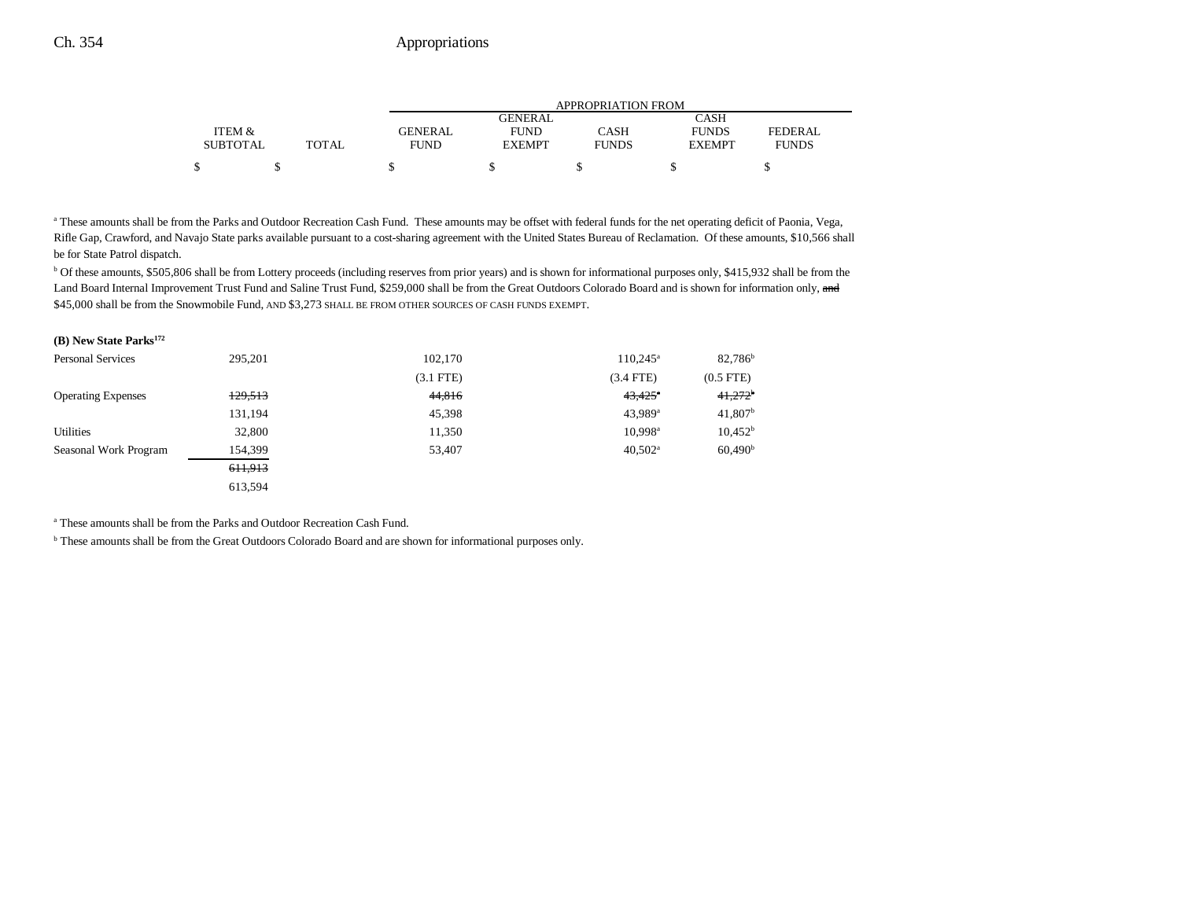| ITEM & SUBTOTAL | TOTAL | GENERAL FUND | GENERAL FUND EXEMPT | CASH FUNDS | CASH FUNDS EXEMPT | FEDERAL FUNDS |
|---|---|---|---|---|---|---|
| | | APPROPRIATION FROM | | | | |
| $ | $ | $ | $ | $ | $ | $ |

[a] These amounts shall be from the Parks and Outdoor Recreation Cash Fund. These amounts may be offset with federal funds for the net operating deficit of Paonia, Vega, Rifle Gap, Crawford, and Navajo State parks available pursuant to a cost-sharing agreement with the United States Bureau of Reclamation. Of these amounts, $10,566 shall be for State Patrol dispatch.

[b] Of these amounts, $505,806 shall be from Lottery proceeds (including reserves from prior years) and is shown for informational purposes only, $415,932 shall be from the Land Board Internal Improvement Trust Fund and Saline Trust Fund, $259,000 shall be from the Great Outdoors Colorado Board and is shown for information only, ~~and~~ $45,000 shall be from the Snowmobile Fund, AND $3,273 SHALL BE FROM OTHER SOURCES OF CASH FUNDS EXEMPT.

**(B) New State Parks[172]**

| | ITEM & SUBTOTAL | TOTAL | GENERAL FUND | GENERAL FUND EXEMPT | CASH FUNDS | CASH FUNDS EXEMPT | FEDERAL FUNDS |
|---|---|---|---|---|---|---|---|
| Personal Services | 295,201 | | 102,170 | | 110,245[a] | 82,786[b] | |
| | | | (3.1 FTE) | | (3.4 FTE) | (0.5 FTE) | |
| Operating Expenses | ~~129,513~~ | | ~~44,816~~ | | ~~43,425~~[a] | ~~41,272~~[b] | |
| | 131,194 | | 45,398 | | 43,989[a] | 41,807[b] | |
| Utilities | 32,800 | | 11,350 | | 10,998[a] | 10,452[b] | |
| Seasonal Work Program | 154,399 | | 53,407 | | 40,502[a] | 60,490[b] | |
| | ~~611,913~~ | | | | | | |
| | 613,594 | | | | | | |

[a] These amounts shall be from the Parks and Outdoor Recreation Cash Fund.

[b] These amounts shall be from the Great Outdoors Colorado Board and are shown for informational purposes only.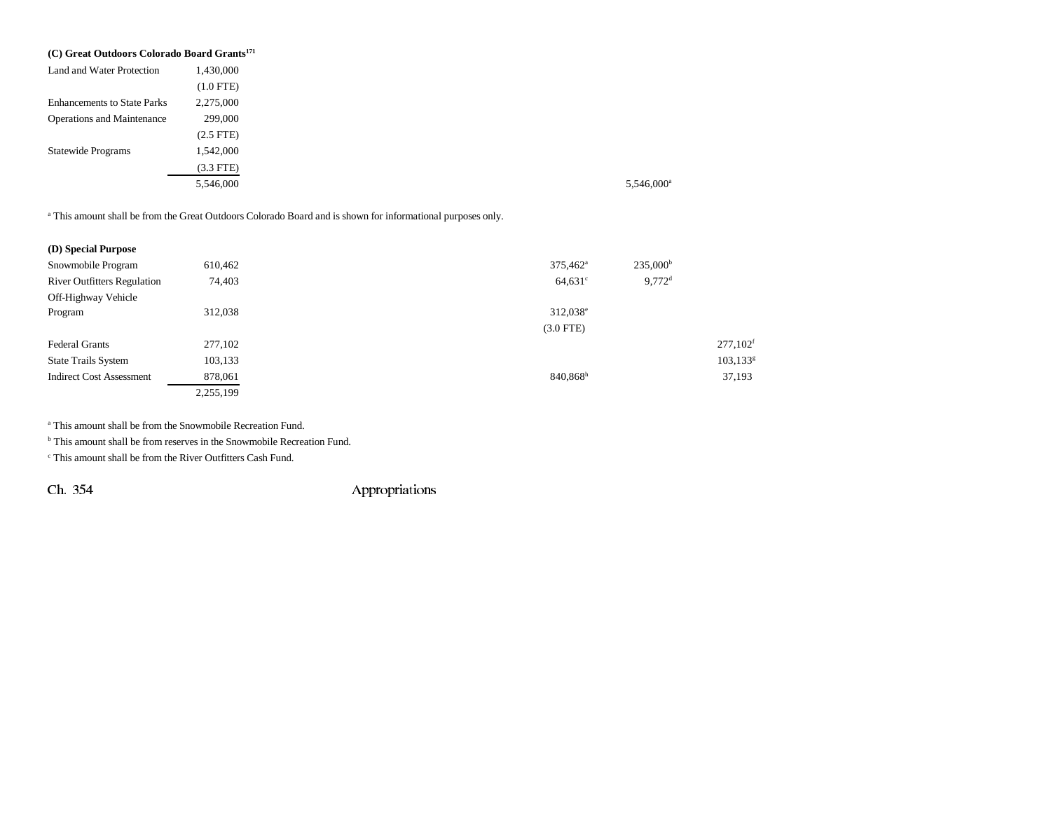**(C) Great Outdoors Colorado Board Grants[171]**

| | | | | | | |
|---|---|---|---|---|---|---|
| Land and Water Protection | 1,430,000 | | | | | |
| | (1.0 FTE) | | | | | |
| Enhancements to State Parks | 2,275,000 | | | | | |
| Operations and Maintenance | 299,000 | | | | | |
| | (2.5 FTE) | | | | | |
| Statewide Programs | 1,542,000 | | | | | |
| | (3.3 FTE) | | | | | |
| | 5,546,000 | | | | 5,546,000[a] | |

[a] This amount shall be from the Great Outdoors Colorado Board and is shown for informational purposes only.

**(D) Special Purpose**

| | | | | | | |
|---|---|---|---|---|---|---|
| Snowmobile Program | 610,462 | | | 375,462[a] | 235,000[b] | |
| River Outfitters Regulation | 74,403 | | | 64,631[c] | 9,772[d] | |
| Off-Highway Vehicle Program | 312,038 | | | 312,038[e] | | |
| | | | | (3.0 FTE) | | |
| Federal Grants | 277,102 | | | | | 277,102[f] |
| State Trails System | 103,133 | | | | | 103,133[g] |
| Indirect Cost Assessment | 878,061 | | | 840,868[h] | | 37,193 |
| | 2,255,199 | | | | | |

[a] This amount shall be from the Snowmobile Recreation Fund.

[b] This amount shall be from reserves in the Snowmobile Recreation Fund.

[c] This amount shall be from the River Outfitters Cash Fund.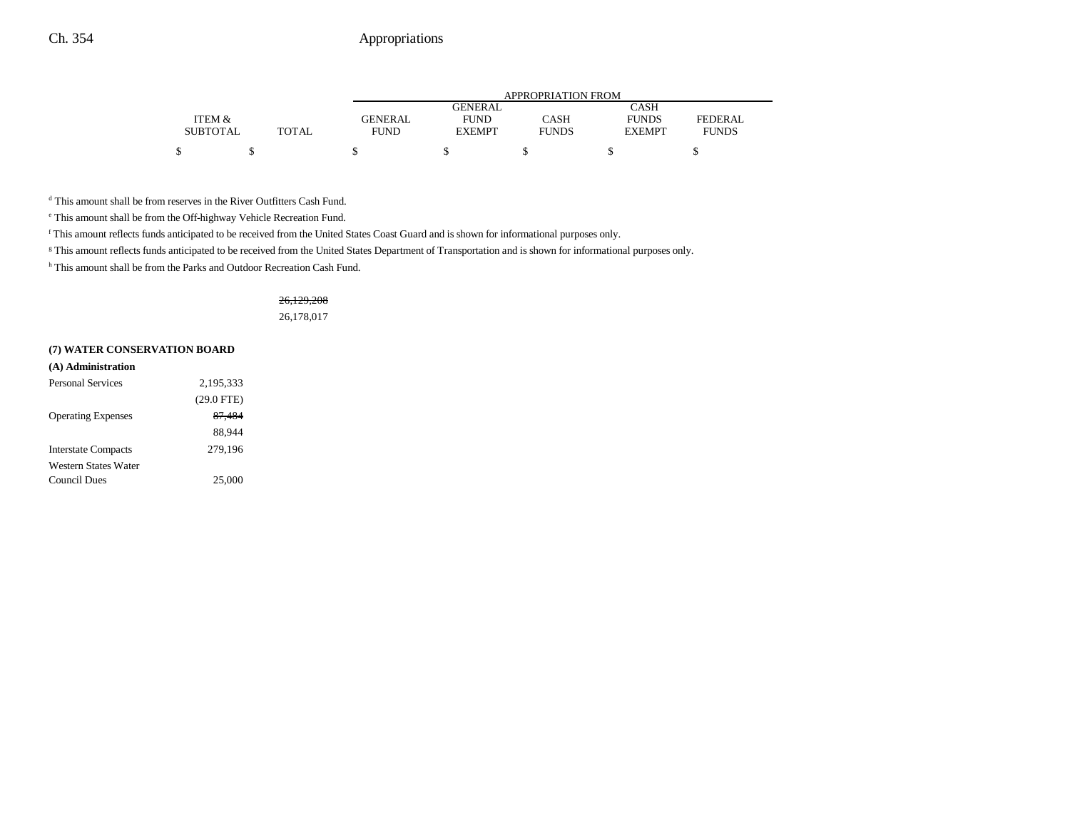| | ITEM & SUBTOTAL | TOTAL | GENERAL FUND | GENERAL FUND EXEMPT | CASH FUNDS | CASH FUNDS EXEMPT | FEDERAL FUNDS |
|---|---|---|---|---|---|---|---|
| | | | APPROPRIATION FROM | | | | |
| | $ | $ | $ | $ | $ | $ | $ |

[d] This amount shall be from reserves in the River Outfitters Cash Fund.

[e] This amount shall be from the Off-highway Vehicle Recreation Fund.

[f] This amount reflects funds anticipated to be received from the United States Coast Guard and is shown for informational purposes only.

[g] This amount reflects funds anticipated to be received from the United States Department of Transportation and is shown for informational purposes only.

[h] This amount shall be from the Parks and Outdoor Recreation Cash Fund.

| | ITEM & SUBTOTAL | TOTAL | GENERAL FUND | GENERAL FUND EXEMPT | CASH FUNDS | CASH FUNDS EXEMPT | FEDERAL FUNDS |
|---|---|---|---|---|---|---|---|
| | | ~~26,129,208~~ 26,178,017 | | | | | |
| **(7) WATER CONSERVATION BOARD** | | | | | | | |
| **(A) Administration** | | | | | | | |
| Personal Services | 2,195,333 (29.0 FTE) | | | | | | |
| Operating Expenses | ~~87,484~~ 88,944 | | | | | | |
| Interstate Compacts | 279,196 | | | | | | |
| Western States Water Council Dues | 25,000 | | | | | | |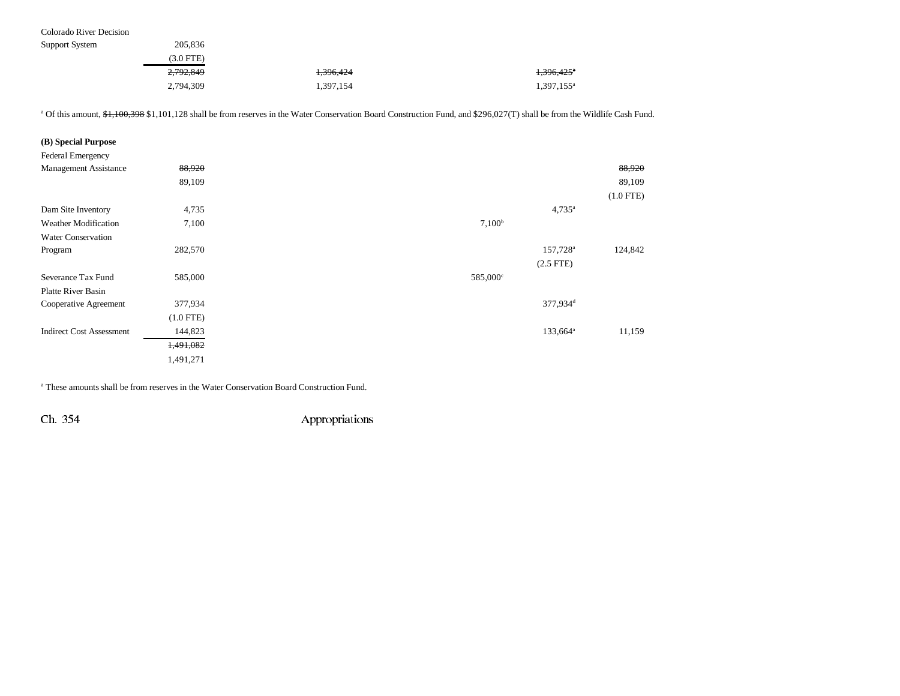| | | | | | |
|---|---|---|---|---|---|
| Colorado River Decision Support System | 205,836 | | | | |
| | (3.0 FTE) | | | | |
| | ~~2,792,849~~ | ~~1,396,424~~ | | ~~1,396,425~~[a] | |
| | 2,794,309 | 1,397,154 | | 1,397,155[a] | |

[a] Of this amount, ~~$1,100,398~~ $1,101,128 shall be from reserves in the Water Conservation Board Construction Fund, and $296,027(T) shall be from the Wildlife Cash Fund.

**(B) Special Purpose**

| | | | | | |
|---|---|---|---|---|---|
| Federal Emergency Management Assistance | ~~88,920~~ | | | | ~~88,920~~ |
| | 89,109 | | | | 89,109 |
| | | | | | (1.0 FTE) |
| Dam Site Inventory | 4,735 | | | 4,735[a] | |
| Weather Modification | 7,100 | | 7,100[b] | | |
| Water Conservation Program | 282,570 | | | 157,728[a] | 124,842 |
| | | | | (2.5 FTE) | |
| Severance Tax Fund | 585,000 | | 585,000[c] | | |
| Platte River Basin Cooperative Agreement | 377,934 | | | 377,934[d] | |
| | (1.0 FTE) | | | | |
| Indirect Cost Assessment | 144,823 | | | 133,664[a] | 11,159 |
| | ~~1,491,082~~ | | | | |
| | 1,491,271 | | | | |

[a] These amounts shall be from reserves in the Water Conservation Board Construction Fund.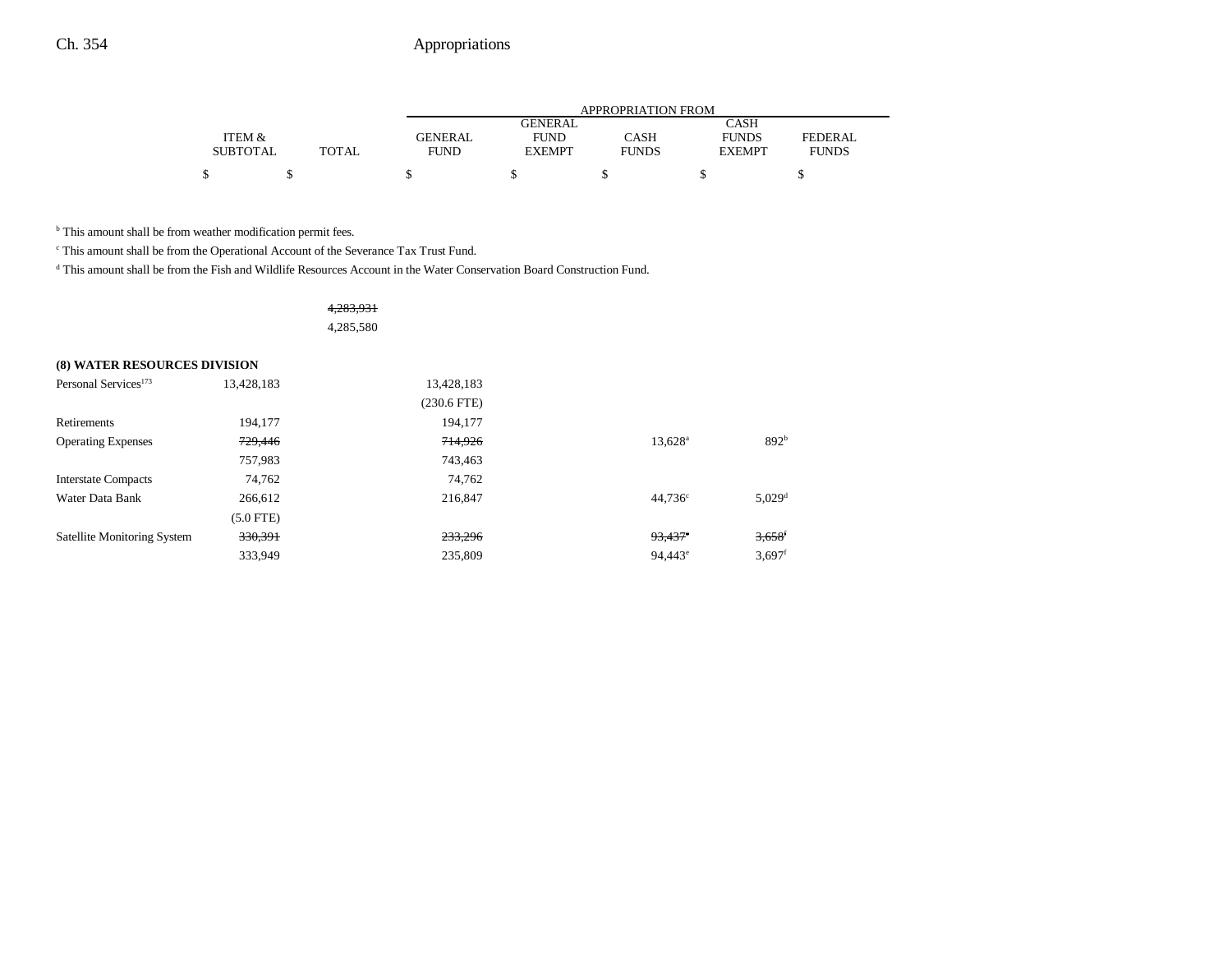| | ITEM & SUBTOTAL | TOTAL | GENERAL FUND | GENERAL FUND EXEMPT | CASH FUNDS | CASH FUNDS EXEMPT | FEDERAL FUNDS |
|---|---|---|---|---|---|---|---|
| | $ | $ | $ | $ | $ | $ | $ |

[b] This amount shall be from weather modification permit fees.

[c] This amount shall be from the Operational Account of the Severance Tax Trust Fund.

[d] This amount shall be from the Fish and Wildlife Resources Account in the Water Conservation Board Construction Fund.

| | ITEM & SUBTOTAL | TOTAL | GENERAL FUND | GENERAL FUND EXEMPT | CASH FUNDS | CASH FUNDS EXEMPT | FEDERAL FUNDS |
|---|---|---|---|---|---|---|---|
| | | ~~4,283,931~~ | | | | | |
| | | 4,285,580 | | | | | |
| **(8) WATER RESOURCES DIVISION** | | | | | | | |
| Personal Services[173] | 13,428,183 | | 13,428,183 | | | | |
| | | | (230.6 FTE) | | | | |
| Retirements | 194,177 | | 194,177 | | | | |
| Operating Expenses | ~~729,446~~ | | ~~714,926~~ | | 13,628[a] | 892[b] | |
| | 757,983 | | 743,463 | | | | |
| Interstate Compacts | 74,762 | | 74,762 | | | | |
| Water Data Bank | 266,612 | | 216,847 | | 44,736[c] | 5,029[d] | |
| | (5.0 FTE) | | | | | | |
| Satellite Monitoring System | ~~330,391~~ | | ~~233,296~~ | | ~~93,437~~[e] | ~~3,658~~[f] | |
| | 333,949 | | 235,809 | | 94,443[e] | 3,697[f] | |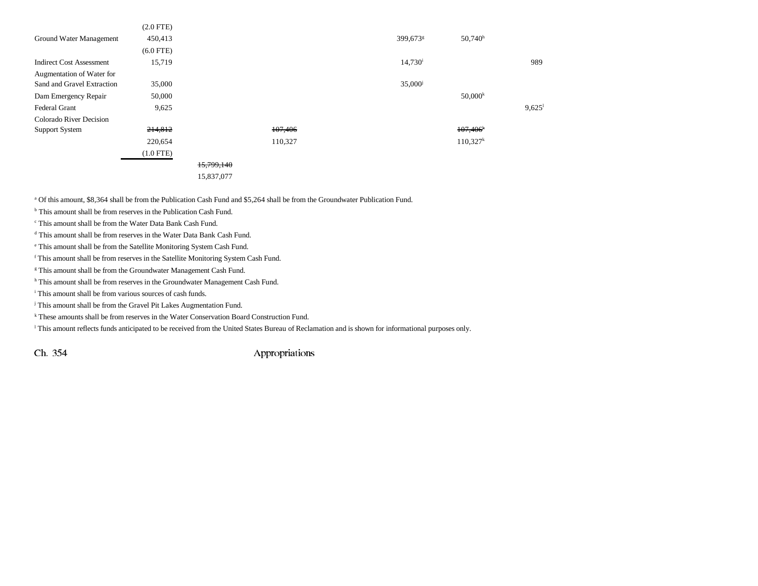| | | | | | | |
|---|---|---|---|---|---|---|
| | (2.0 FTE) | | | | | |
| Ground Water Management | 450,413 | | | 399,673[g] | 50,740[h] | |
| | (6.0 FTE) | | | | | |
| Indirect Cost Assessment | 15,719 | | | 14,730[i] | | 989 |
| Augmentation of Water for Sand and Gravel Extraction | 35,000 | | | 35,000[j] | | |
| Dam Emergency Repair | 50,000 | | | | 50,000[k] | |
| Federal Grant | 9,625 | | | | | 9,625[l] |
| Colorado River Decision Support System | ~~214,812~~ | | ~~107,406~~ | | ~~107,406~~[k] | |
| | 220,654 | | 110,327 | | 110,327[k] | |
| | (1.0 FTE) | | | | | |
| | | ~~15,799,140~~ | | | | |
| | | 15,837,077 | | | | |

[a] Of this amount, $8,364 shall be from the Publication Cash Fund and $5,264 shall be from the Groundwater Publication Fund.

[b] This amount shall be from reserves in the Publication Cash Fund.

[c] This amount shall be from the Water Data Bank Cash Fund.

[d] This amount shall be from reserves in the Water Data Bank Cash Fund.

[e] This amount shall be from the Satellite Monitoring System Cash Fund.

[f] This amount shall be from reserves in the Satellite Monitoring System Cash Fund.

[g] This amount shall be from the Groundwater Management Cash Fund.

[h] This amount shall be from reserves in the Groundwater Management Cash Fund.

[i] This amount shall be from various sources of cash funds.

[j] This amount shall be from the Gravel Pit Lakes Augmentation Fund.

[k] These amounts shall be from reserves in the Water Conservation Board Construction Fund.

[l] This amount reflects funds anticipated to be received from the United States Bureau of Reclamation and is shown for informational purposes only.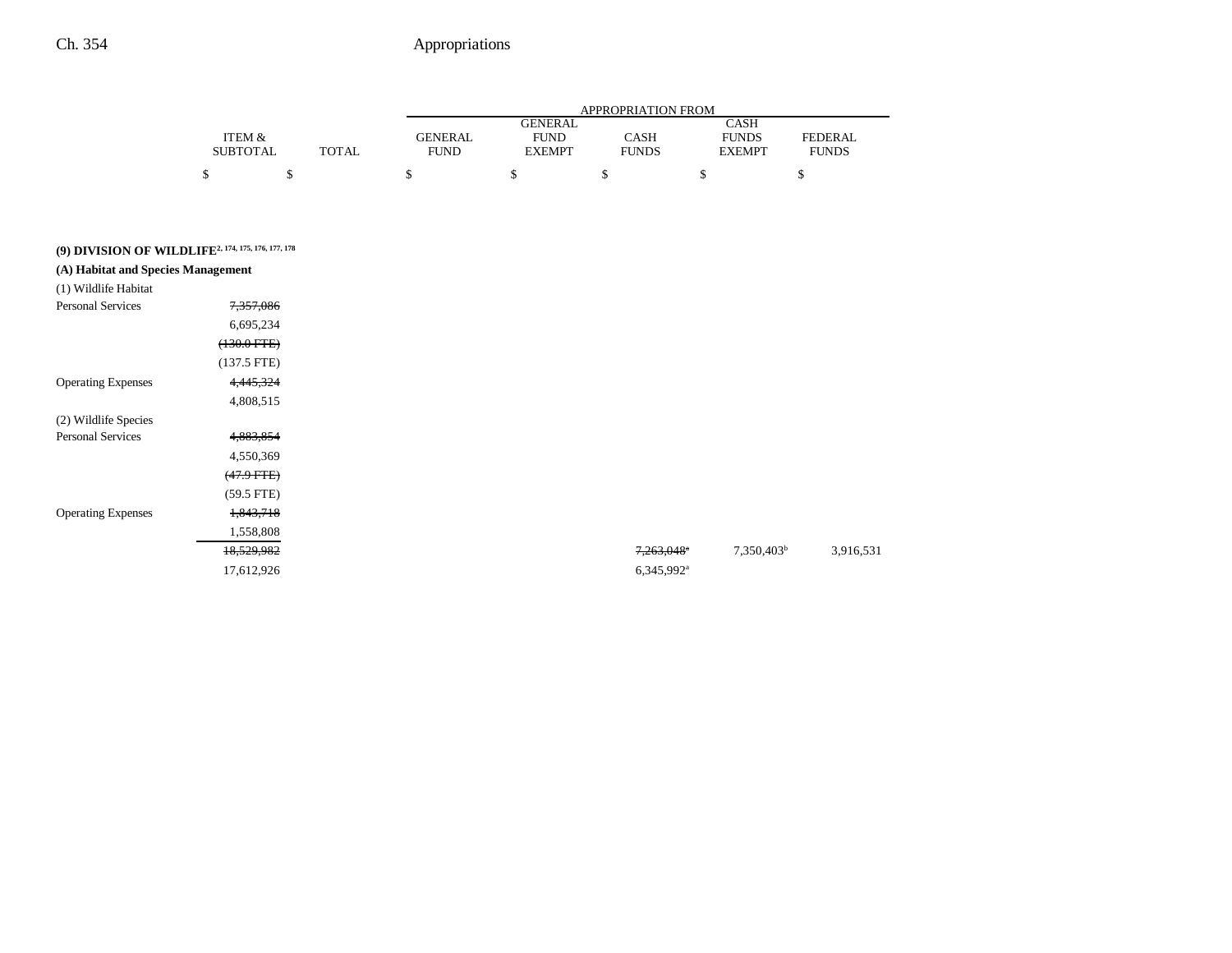| | ITEM & SUBTOTAL | TOTAL | GENERAL FUND | GENERAL FUND EXEMPT | CASH FUNDS | CASH FUNDS EXEMPT | FEDERAL FUNDS |
|---|---|---|---|---|---|---|---|
| | | | APPROPRIATION FROM | | | | |
| | $ | $ | $ | $ | $ | $ | $ |
| **(9) DIVISION OF WILDLIFE**[2, 174, 175, 176, 177, 178] | | | | | | | |
| **(A) Habitat and Species Management** | | | | | | | |
| (1) Wildlife Habitat | | | | | | | |
| Personal Services | ~~7,357,086~~ | | | | | | |
| | 6,695,234 | | | | | | |
| | ~~(130.0 FTE)~~ | | | | | | |
| | (137.5 FTE) | | | | | | |
| Operating Expenses | ~~4,445,324~~ | | | | | | |
| | 4,808,515 | | | | | | |
| (2) Wildlife Species | | | | | | | |
| Personal Services | ~~4,883,854~~ | | | | | | |
| | 4,550,369 | | | | | | |
| | ~~(47.9 FTE)~~ | | | | | | |
| | (59.5 FTE) | | | | | | |
| Operating Expenses | ~~1,843,718~~ | | | | | | |
| | 1,558,808 | | | | | | |
| | ~~18,529,982~~ | | | | ~~7,263,048~~[a] | 7,350,403[b] | 3,916,531 |
| | 17,612,926 | | | | 6,345,992[a] | | |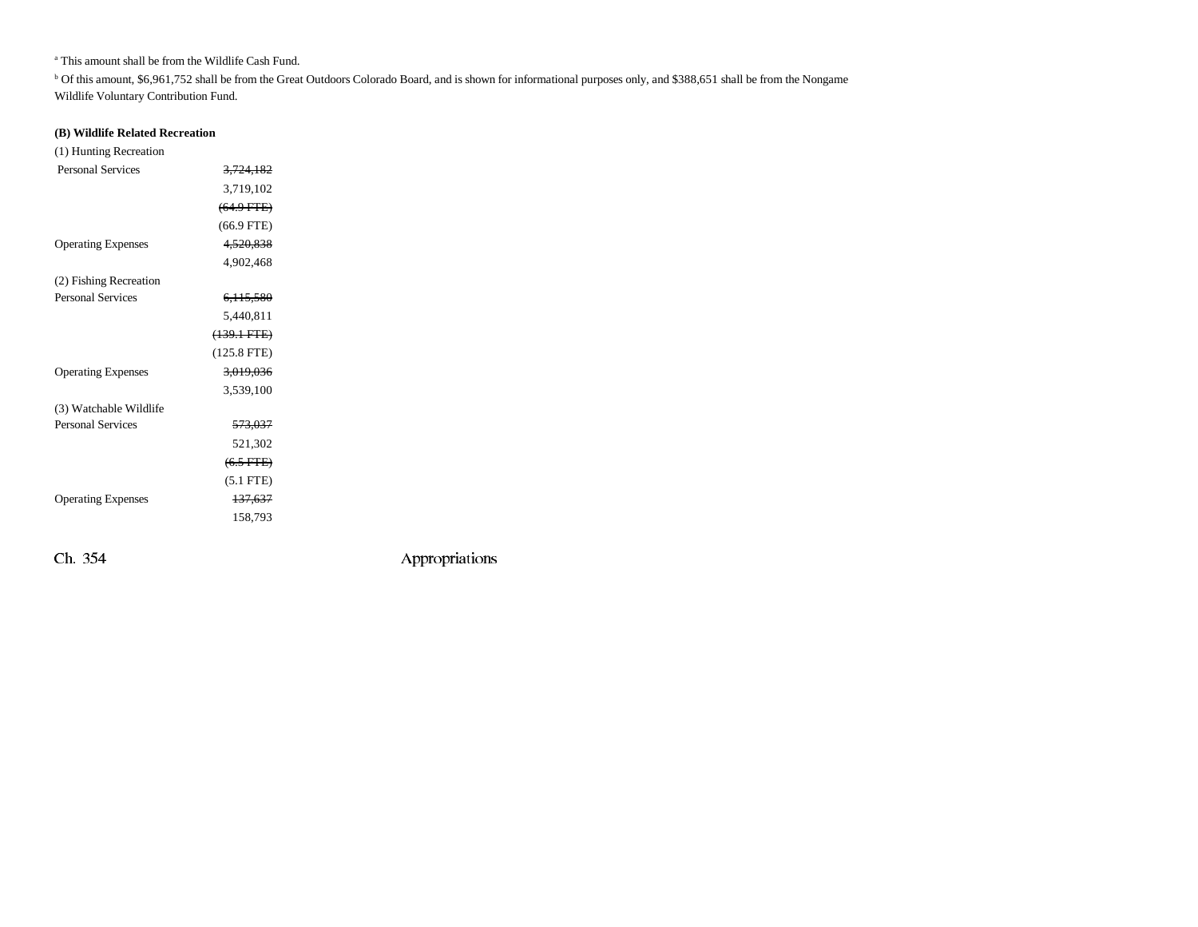[a] This amount shall be from the Wildlife Cash Fund.

[b] Of this amount, $6,961,752 shall be from the Great Outdoors Colorado Board, and is shown for informational purposes only, and $388,651 shall be from the Nongame Wildlife Voluntary Contribution Fund.

**(B) Wildlife Related Recreation**

(1) Hunting Recreation

| | |
|---|---|
| Personal Services | ~~3,724,182~~ |
| | 3,719,102 |
| | ~~(64.9 FTE)~~ |
| | (66.9 FTE) |
| Operating Expenses | ~~4,520,838~~ |
| | 4,902,468 |

(2) Fishing Recreation

| | |
|---|---|
| Personal Services | ~~6,115,580~~ |
| | 5,440,811 |
| | ~~(139.1 FTE)~~ |
| | (125.8 FTE) |
| Operating Expenses | ~~3,019,036~~ |
| | 3,539,100 |

(3) Watchable Wildlife

| | |
|---|---|
| Personal Services | ~~573,037~~ |
| | 521,302 |
| | ~~(6.5 FTE)~~ |
| | (5.1 FTE) |
| Operating Expenses | ~~137,637~~ |
| | 158,793 |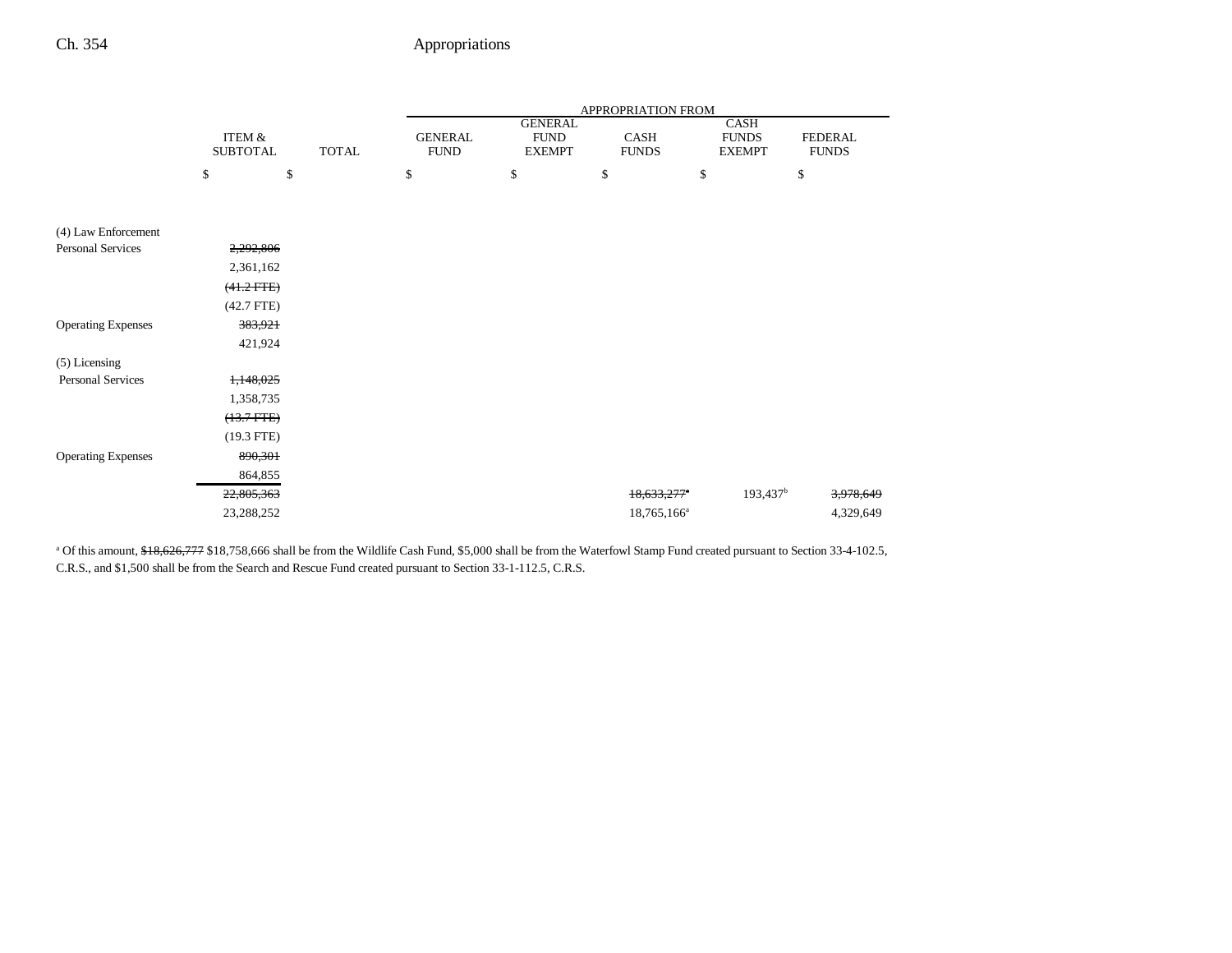| | ITEM & SUBTOTAL | TOTAL | APPROPRIATION FROM GENERAL FUND | GENERAL FUND EXEMPT | CASH FUNDS | CASH FUNDS EXEMPT | FEDERAL FUNDS |
|---|---|---|---|---|---|---|---|
| | $ | $ | $ | $ | $ | $ | $ |
| (4) Law Enforcement | | | | | | | |
| Personal Services | ~~2,292,806~~ | | | | | | |
| | 2,361,162 | | | | | | |
| | ~~(41.2 FTE)~~ | | | | | | |
| | (42.7 FTE) | | | | | | |
| Operating Expenses | ~~383,921~~ | | | | | | |
| | 421,924 | | | | | | |
| (5) Licensing | | | | | | | |
| Personal Services | ~~1,148,025~~ | | | | | | |
| | 1,358,735 | | | | | | |
| | ~~(13.7 FTE)~~ | | | | | | |
| | (19.3 FTE) | | | | | | |
| Operating Expenses | ~~890,301~~ | | | | | | |
| | 864,855 | | | | | | |
| | ~~22,805,363~~ | | | | ~~18,633,277~~[a] | 193,437[b] | ~~3,978,649~~ |
| | 23,288,252 | | | | 18,765,166[a] | | 4,329,649 |

[a] Of this amount, ~~$18,626,777~~ $18,758,666 shall be from the Wildlife Cash Fund, $5,000 shall be from the Waterfowl Stamp Fund created pursuant to Section 33-4-102.5, C.R.S., and $1,500 shall be from the Search and Rescue Fund created pursuant to Section 33-1-112.5, C.R.S.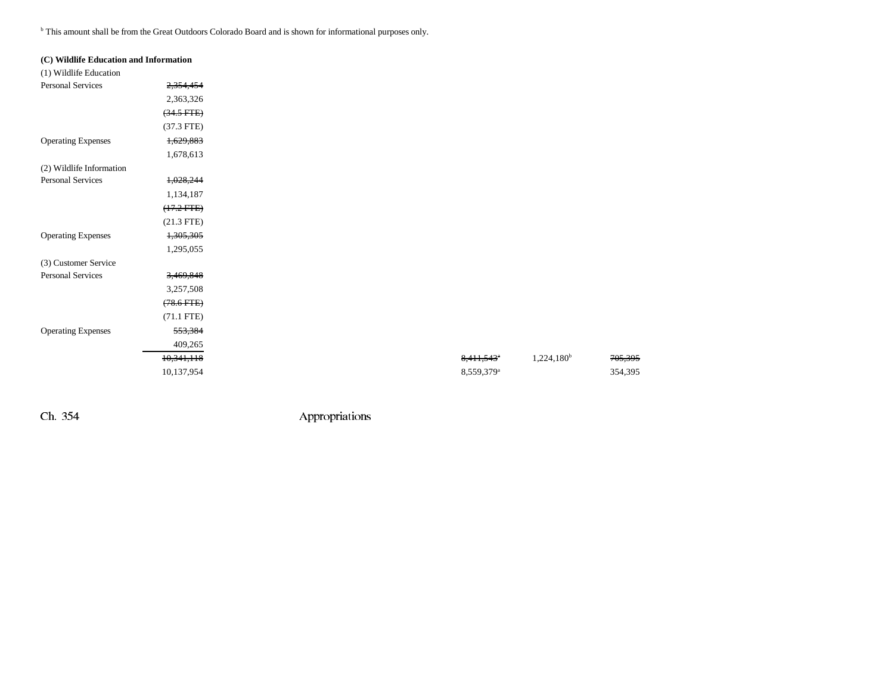[b] This amount shall be from the Great Outdoors Colorado Board and is shown for informational purposes only.

**(C) Wildlife Education and Information**

| | | | | | | |
|---|---|---|---|---|---|---|
| (1) Wildlife Education | | | | | | |
| Personal Services | ~~2,354,454~~ | | | | | |
| | 2,363,326 | | | | | |
| | ~~(34.5 FTE)~~ | | | | | |
| | (37.3 FTE) | | | | | |
| Operating Expenses | ~~1,629,883~~ | | | | | |
| | 1,678,613 | | | | | |
| (2) Wildlife Information | | | | | | |
| Personal Services | ~~1,028,244~~ | | | | | |
| | 1,134,187 | | | | | |
| | ~~(17.2 FTE)~~ | | | | | |
| | (21.3 FTE) | | | | | |
| Operating Expenses | ~~1,305,305~~ | | | | | |
| | 1,295,055 | | | | | |
| (3) Customer Service | | | | | | |
| Personal Services | ~~3,469,848~~ | | | | | |
| | 3,257,508 | | | | | |
| | ~~(78.6 FTE)~~ | | | | | |
| | (71.1 FTE) | | | | | |
| Operating Expenses | ~~553,384~~ | | | | | |
| | 409,265 | | | | | |
| | ~~10,341,118~~ | | | ~~8,411,543~~[a] | 1,224,180[b] | ~~705,395~~ |
| | 10,137,954 | | | 8,559,379[a] | | 354,395 |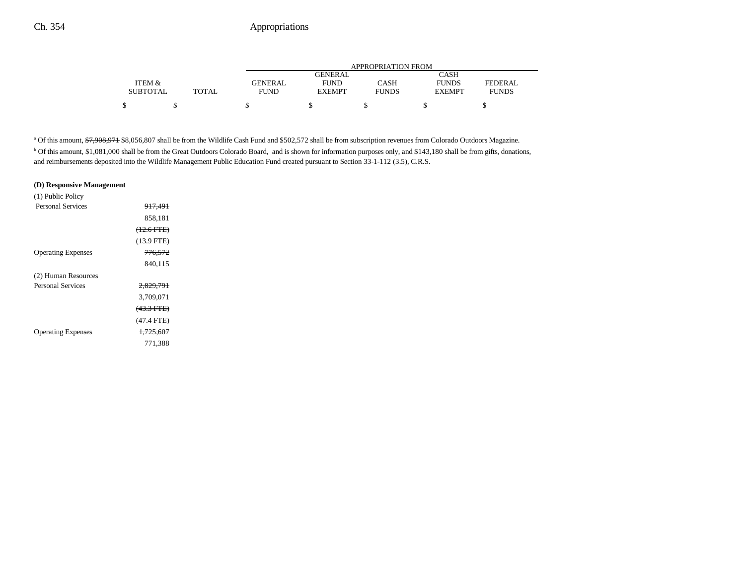| | ITEM & SUBTOTAL | TOTAL | GENERAL FUND | GENERAL FUND EXEMPT | CASH FUNDS | CASH FUNDS EXEMPT | FEDERAL FUNDS |
|---|---|---|---|---|---|---|---|
| | | | APPROPRIATION FROM | | | | |
| | $ | $ | $ | $ | $ | $ | $ |

[a] Of this amount, ~~$7,908,971~~ $8,056,807 shall be from the Wildlife Cash Fund and $502,572 shall be from subscription revenues from Colorado Outdoors Magazine.

[b] Of this amount, $1,081,000 shall be from the Great Outdoors Colorado Board, and is shown for information purposes only, and $143,180 shall be from gifts, donations, and reimbursements deposited into the Wildlife Management Public Education Fund created pursuant to Section 33-1-112 (3.5), C.R.S.

**(D) Responsive Management**

| | ITEM & SUBTOTAL | TOTAL | GENERAL FUND | GENERAL FUND EXEMPT | CASH FUNDS | CASH FUNDS EXEMPT | FEDERAL FUNDS |
|---|---|---|---|---|---|---|---|
| (1) Public Policy | | | | | | | |
| Personal Services | ~~917,491~~ | | | | | | |
| | 858,181 | | | | | | |
| | ~~(12.6 FTE)~~ | | | | | | |
| | (13.9 FTE) | | | | | | |
| Operating Expenses | ~~776,572~~ | | | | | | |
| | 840,115 | | | | | | |
| (2) Human Resources | | | | | | | |
| Personal Services | ~~2,829,791~~ | | | | | | |
| | 3,709,071 | | | | | | |
| | ~~(43.3 FTE)~~ | | | | | | |
| | (47.4 FTE) | | | | | | |
| Operating Expenses | ~~1,725,607~~ | | | | | | |
| | 771,388 | | | | | | |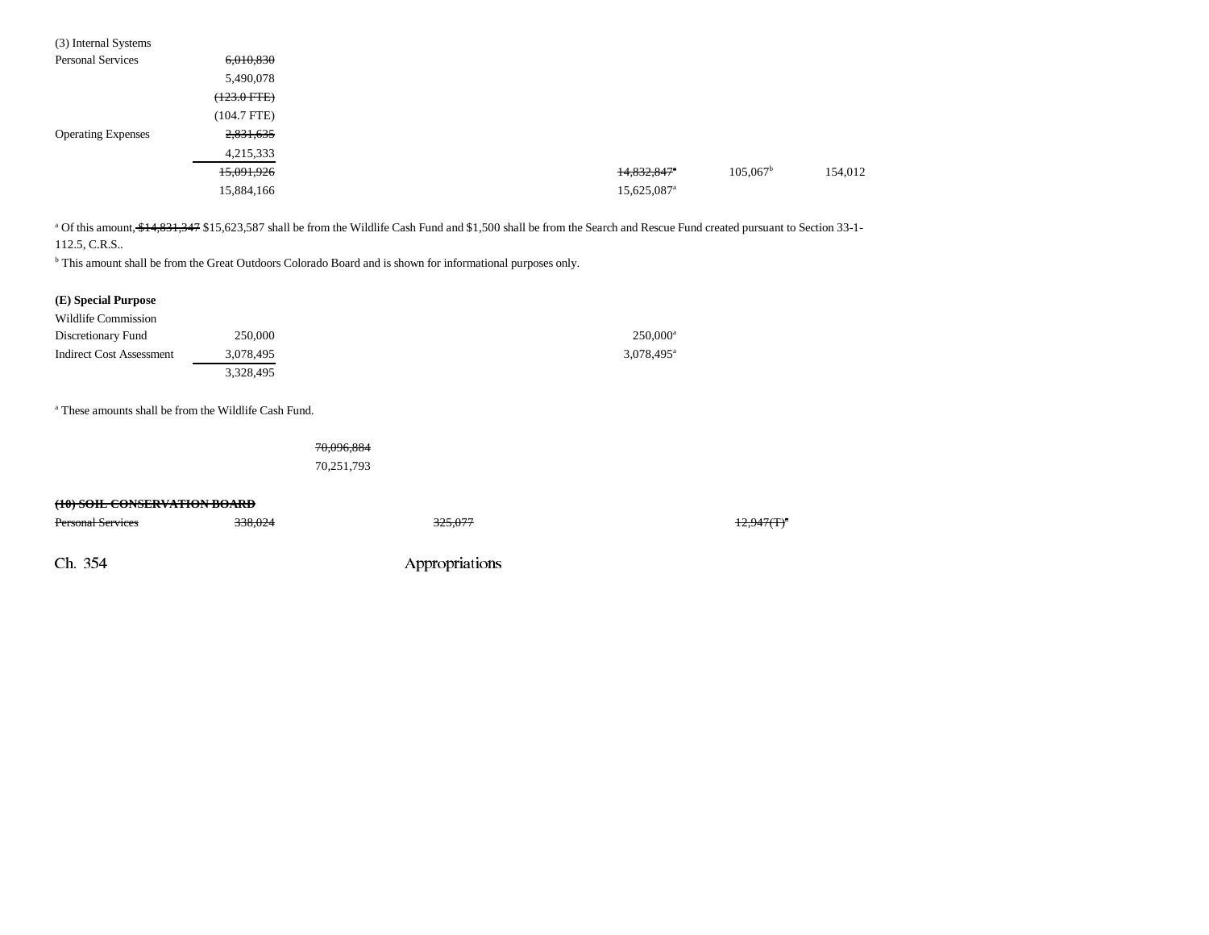| | | | | | | |
|---|---|---|---|---|---|---|
| (3) Internal Systems | | | | | | |
| Personal Services | ~~6,010,830~~ | | | | | |
| | 5,490,078 | | | | | |
| | ~~(123.0 FTE)~~ | | | | | |
| | (104.7 FTE) | | | | | |
| Operating Expenses | ~~2,831,635~~ | | | | | |
| | 4,215,333 | | | | | |
| | ~~15,091,926~~ | | | ~~14,832,847~~[a] | 105,067[b] | 154,012 |
| | 15,884,166 | | | 15,625,087[a] | | |

[a] Of this amount, ~~$14,831,347~~ $15,623,587 shall be from the Wildlife Cash Fund and $1,500 shall be from the Search and Rescue Fund created pursuant to Section 33-1-112.5, C.R.S..

[b] This amount shall be from the Great Outdoors Colorado Board and is shown for informational purposes only.

| | | | | |
|---|---|---|---|---|
| **(E) Special Purpose** | | | | |
| Wildlife Commission | | | | |
| Discretionary Fund | 250,000 | | | 250,000[a] |
| Indirect Cost Assessment | 3,078,495 | | | 3,078,495[a] |
| | 3,328,495 | | | |

[a] These amounts shall be from the Wildlife Cash Fund.

| | | |
|---|---|---|
| | | ~~70,096,884~~ |
| | | 70,251,793 |

| | | | | | |
|---|---|---|---|---|---|
| ~~**(10) SOIL CONSERVATION BOARD**~~ | | | | | |
| ~~Personal Services~~ | ~~338,024~~ | | ~~325,077~~ | | ~~12,947(T)~~[a] |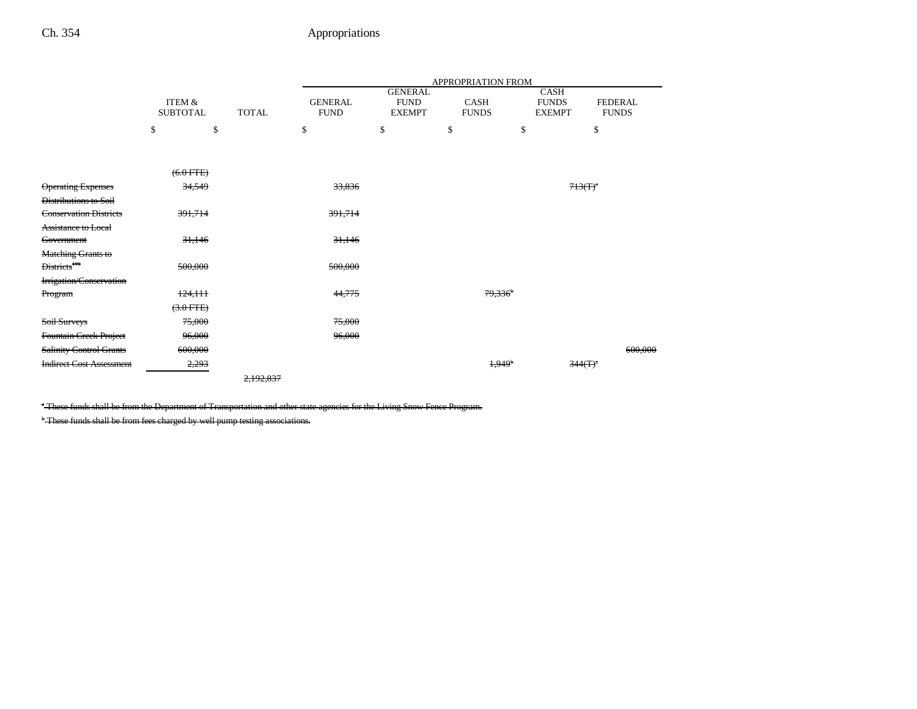| | ITEM & SUBTOTAL | TOTAL | APPROPRIATION FROM GENERAL FUND | GENERAL FUND EXEMPT | CASH FUNDS | CASH FUNDS EXEMPT | FEDERAL FUNDS |
|---|---|---|---|---|---|---|---|
| | $ | $ | $ | $ | $ | $ | $ |
| | ~~(6.0 FTE)~~ | | | | | | |
| ~~Operating Expenses~~ | ~~34,549~~ | | ~~33,836~~ | | | ~~713(T)[a]~~ | |
| ~~Distributions to Soil Conservation Districts~~ | ~~391,714~~ | | ~~391,714~~ | | | | |
| ~~Assistance to Local Government~~ | ~~31,146~~ | | ~~31,146~~ | | | | |
| ~~Matching Grants to Districts[179]~~ | ~~500,000~~ | | ~~500,000~~ | | | | |
| ~~Irrigation/Conservation Program~~ | ~~124,111~~ | | ~~44,775~~ | | ~~79,336[b]~~ | | |
| | ~~(3.0 FTE)~~ | | | | | | |
| ~~Soil Surveys~~ | ~~75,000~~ | | ~~75,000~~ | | | | |
| ~~Fountain Creek Project~~ | ~~96,000~~ | | ~~96,000~~ | | | | |
| ~~Salinity Control Grants~~ | ~~600,000~~ | | | | | | ~~600,000~~ |
| ~~Indirect Cost Assessment~~ | ~~2,293~~ | | | | ~~1,949[b]~~ | ~~344(T)[a]~~ | |
| | | ~~2,192,837~~ | | | | | |

~~[a] These funds shall be from the Department of Transportation and other state agencies for the Living Snow Fence Program.~~

~~[b] These funds shall be from fees charged by well pump testing associations.~~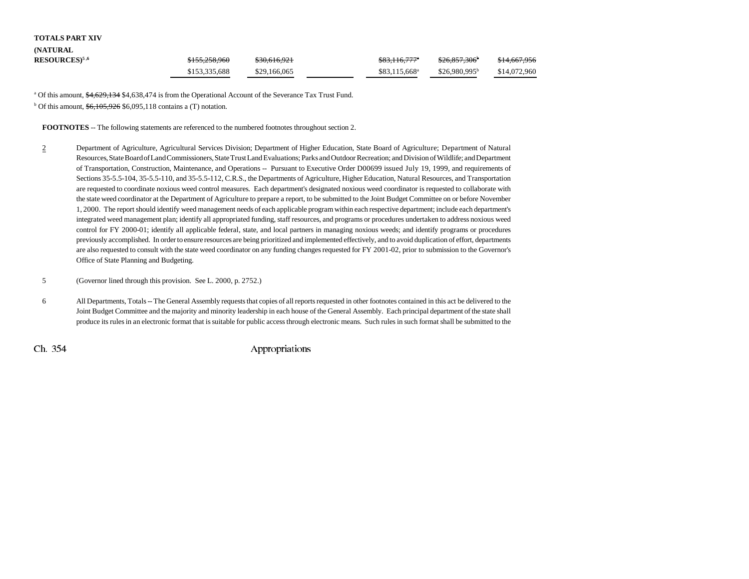| | | | | | | |
|---|---|---|---|---|---|---|
| **TOTALS PART XIV (NATURAL RESOURCES)**[5,6] | ~~$155,258,960~~ | ~~$30,616,921~~ | | ~~$83,116,777~~[a] | ~~$26,857,306~~[b] | ~~$14,667,956~~ |
| | $153,335,688 | $29,166,065 | | $83,115,668[a] | $26,980,995[b] | $14,072,960 |

[a] Of this amount, ~~$4,629,134~~ $4,638,474 is from the Operational Account of the Severance Tax Trust Fund.

[b] Of this amount, ~~$6,105,926~~ $6,095,118 contains a (T) notation.

**FOOTNOTES** -- The following statements are referenced to the numbered footnotes throughout section 2.

2 Department of Agriculture, Agricultural Services Division; Department of Higher Education, State Board of Agriculture; Department of Natural Resources, State Board of Land Commissioners, State Trust Land Evaluations; Parks and Outdoor Recreation; and Division of Wildlife; and Department of Transportation, Construction, Maintenance, and Operations -- Pursuant to Executive Order D00699 issued July 19, 1999, and requirements of Sections 35-5.5-104, 35-5.5-110, and 35-5.5-112, C.R.S., the Departments of Agriculture, Higher Education, Natural Resources, and Transportation are requested to coordinate noxious weed control measures. Each department's designated noxious weed coordinator is requested to collaborate with the state weed coordinator at the Department of Agriculture to prepare a report, to be submitted to the Joint Budget Committee on or before November 1, 2000. The report should identify weed management needs of each applicable program within each respective department; include each department's integrated weed management plan; identify all appropriated funding, staff resources, and programs or procedures undertaken to address noxious weed control for FY 2000-01; identify all applicable federal, state, and local partners in managing noxious weeds; and identify programs or procedures previously accomplished. In order to ensure resources are being prioritized and implemented effectively, and to avoid duplication of effort, departments are also requested to consult with the state weed coordinator on any funding changes requested for FY 2001-02, prior to submission to the Governor's Office of State Planning and Budgeting.

5 (Governor lined through this provision. See L. 2000, p. 2752.)

6 All Departments, Totals -- The General Assembly requests that copies of all reports requested in other footnotes contained in this act be delivered to the Joint Budget Committee and the majority and minority leadership in each house of the General Assembly. Each principal department of the state shall produce its rules in an electronic format that is suitable for public access through electronic means. Such rules in such format shall be submitted to the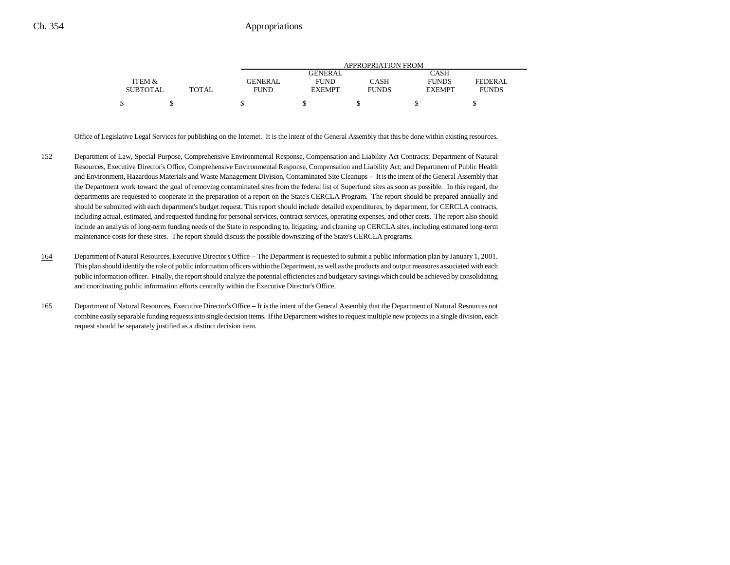| ITEM & SUBTOTAL | TOTAL | APPROPRIATION FROM GENERAL FUND | GENERAL FUND EXEMPT | CASH FUNDS | CASH FUNDS EXEMPT | FEDERAL FUNDS |
|---|---|---|---|---|---|---|
| $ | $ | $ | $ | $ | $ | $ |

Office of Legislative Legal Services for publishing on the Internet. It is the intent of the General Assembly that this be done within existing resources.

152 Department of Law, Special Purpose, Comprehensive Environmental Response, Compensation and Liability Act Contracts; Department of Natural Resources, Executive Director's Office, Comprehensive Environmental Response, Compensation and Liability Act; and Department of Public Health and Environment, Hazardous Materials and Waste Management Division, Contaminated Site Cleanups -- It is the intent of the General Assembly that the Department work toward the goal of removing contaminated sites from the federal list of Superfund sites as soon as possible. In this regard, the departments are requested to cooperate in the preparation of a report on the State's CERCLA Program. The report should be prepared annually and should be submitted with each department's budget request. This report should include detailed expenditures, by department, for CERCLA contracts, including actual, estimated, and requested funding for personal services, contract services, operating expenses, and other costs. The report also should include an analysis of long-term funding needs of the State in responding to, litigating, and cleaning up CERCLA sites, including estimated long-term maintenance costs for these sites. The report should discuss the possible downsizing of the State's CERCLA programs.

164 Department of Natural Resources, Executive Director's Office -- The Department is requested to submit a public information plan by January 1, 2001. This plan should identify the role of public information officers within the Department, as well as the products and output measures associated with each public information officer. Finally, the report should analyze the potential efficiencies and budgetary savings which could be achieved by consolidating and coordinating public information efforts centrally within the Executive Director's Office.

165 Department of Natural Resources, Executive Director's Office -- It is the intent of the General Assembly that the Department of Natural Resources not combine easily separable funding requests into single decision items. If the Department wishes to request multiple new projects in a single division, each request should be separately justified as a distinct decision item.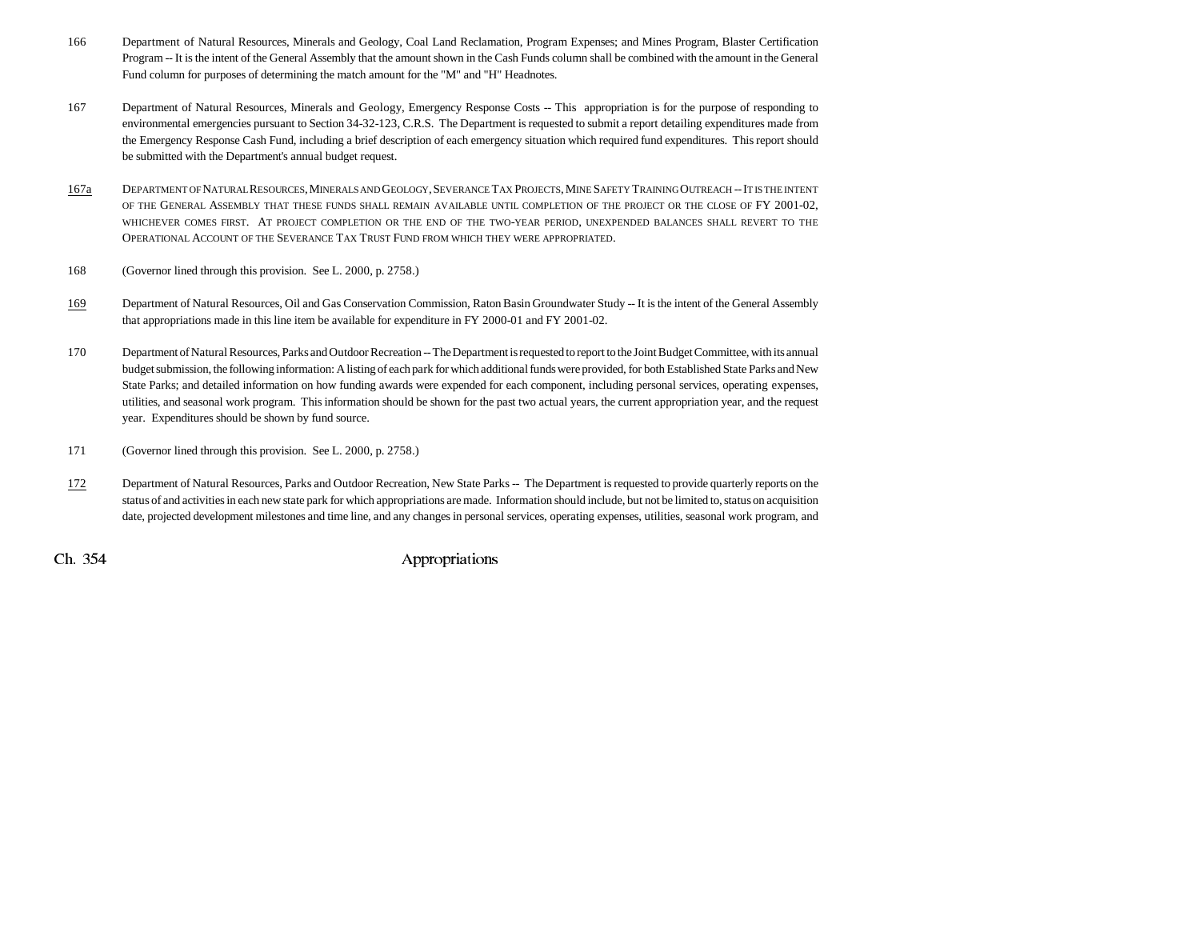166 Department of Natural Resources, Minerals and Geology, Coal Land Reclamation, Program Expenses; and Mines Program, Blaster Certification Program -- It is the intent of the General Assembly that the amount shown in the Cash Funds column shall be combined with the amount in the General Fund column for purposes of determining the match amount for the "M" and "H" Headnotes.

167 Department of Natural Resources, Minerals and Geology, Emergency Response Costs -- This appropriation is for the purpose of responding to environmental emergencies pursuant to Section 34-32-123, C.R.S. The Department is requested to submit a report detailing expenditures made from the Emergency Response Cash Fund, including a brief description of each emergency situation which required fund expenditures. This report should be submitted with the Department's annual budget request.

167a DEPARTMENT OF NATURAL RESOURCES, MINERALS AND GEOLOGY, SEVERANCE TAX PROJECTS, MINE SAFETY TRAINING OUTREACH -- IT IS THE INTENT OF THE GENERAL ASSEMBLY THAT THESE FUNDS SHALL REMAIN AVAILABLE UNTIL COMPLETION OF THE PROJECT OR THE CLOSE OF FY 2001-02, WHICHEVER COMES FIRST. AT PROJECT COMPLETION OR THE END OF THE TWO-YEAR PERIOD, UNEXPENDED BALANCES SHALL REVERT TO THE OPERATIONAL ACCOUNT OF THE SEVERANCE TAX TRUST FUND FROM WHICH THEY WERE APPROPRIATED.

168 (Governor lined through this provision. See L. 2000, p. 2758.)

169 Department of Natural Resources, Oil and Gas Conservation Commission, Raton Basin Groundwater Study -- It is the intent of the General Assembly that appropriations made in this line item be available for expenditure in FY 2000-01 and FY 2001-02.

170 Department of Natural Resources, Parks and Outdoor Recreation -- The Department is requested to report to the Joint Budget Committee, with its annual budget submission, the following information: A listing of each park for which additional funds were provided, for both Established State Parks and New State Parks; and detailed information on how funding awards were expended for each component, including personal services, operating expenses, utilities, and seasonal work program. This information should be shown for the past two actual years, the current appropriation year, and the request year. Expenditures should be shown by fund source.

171 (Governor lined through this provision. See L. 2000, p. 2758.)

172 Department of Natural Resources, Parks and Outdoor Recreation, New State Parks -- The Department is requested to provide quarterly reports on the status of and activities in each new state park for which appropriations are made. Information should include, but not be limited to, status on acquisition date, projected development milestones and time line, and any changes in personal services, operating expenses, utilities, seasonal work program, and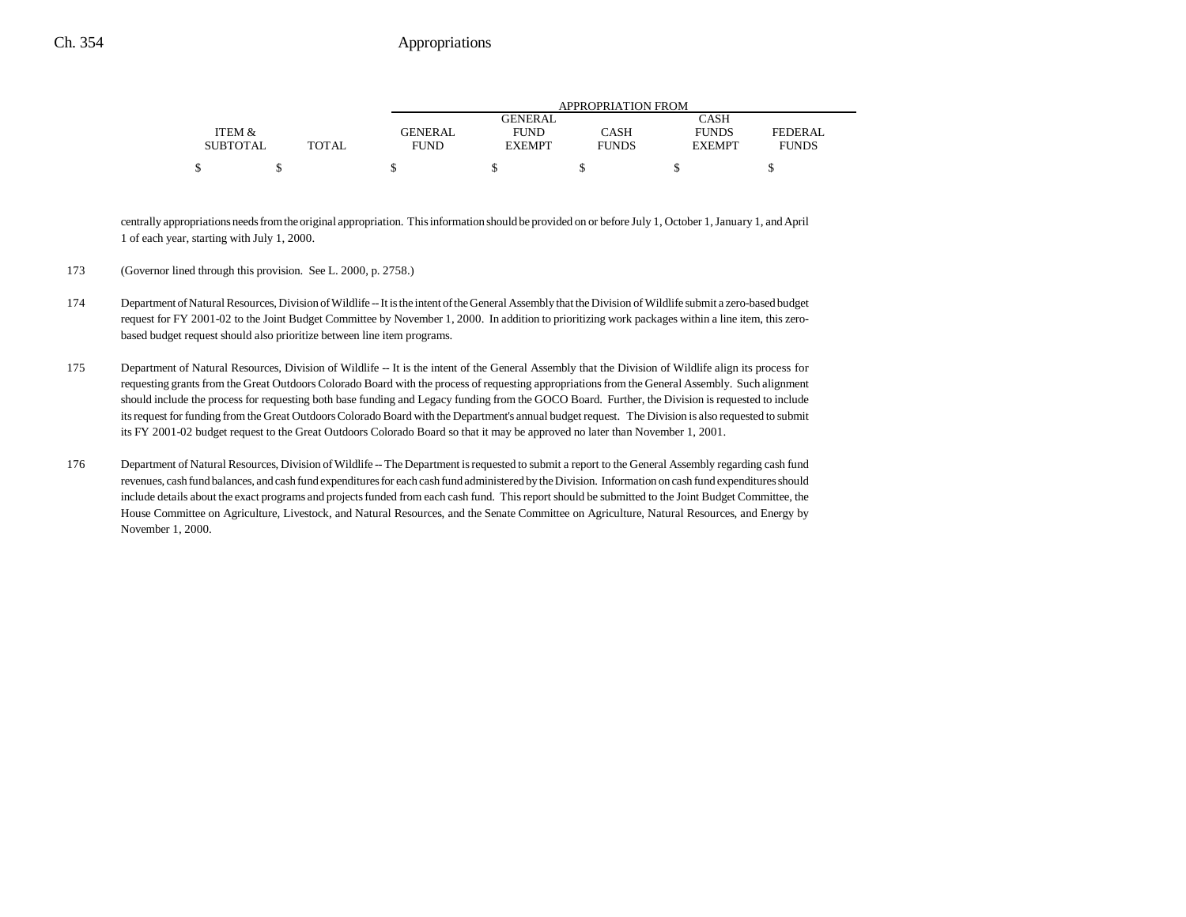| ITEM & SUBTOTAL | TOTAL | APPROPRIATION FROM GENERAL FUND | GENERAL FUND EXEMPT | CASH FUNDS | CASH FUNDS EXEMPT | FEDERAL FUNDS |
|---|---|---|---|---|---|---|
| $ | $ | $ | $ | $ | $ | $ |

centrally appropriations needs from the original appropriation. This information should be provided on or before July 1, October 1, January 1, and April 1 of each year, starting with July 1, 2000.

173 (Governor lined through this provision. See L. 2000, p. 2758.)

174 Department of Natural Resources, Division of Wildlife -- It is the intent of the General Assembly that the Division of Wildlife submit a zero-based budget request for FY 2001-02 to the Joint Budget Committee by November 1, 2000. In addition to prioritizing work packages within a line item, this zero-based budget request should also prioritize between line item programs.

175 Department of Natural Resources, Division of Wildlife -- It is the intent of the General Assembly that the Division of Wildlife align its process for requesting grants from the Great Outdoors Colorado Board with the process of requesting appropriations from the General Assembly. Such alignment should include the process for requesting both base funding and Legacy funding from the GOCO Board. Further, the Division is requested to include its request for funding from the Great Outdoors Colorado Board with the Department's annual budget request. The Division is also requested to submit its FY 2001-02 budget request to the Great Outdoors Colorado Board so that it may be approved no later than November 1, 2001.

176 Department of Natural Resources, Division of Wildlife -- The Department is requested to submit a report to the General Assembly regarding cash fund revenues, cash fund balances, and cash fund expenditures for each cash fund administered by the Division. Information on cash fund expenditures should include details about the exact programs and projects funded from each cash fund. This report should be submitted to the Joint Budget Committee, the House Committee on Agriculture, Livestock, and Natural Resources, and the Senate Committee on Agriculture, Natural Resources, and Energy by November 1, 2000.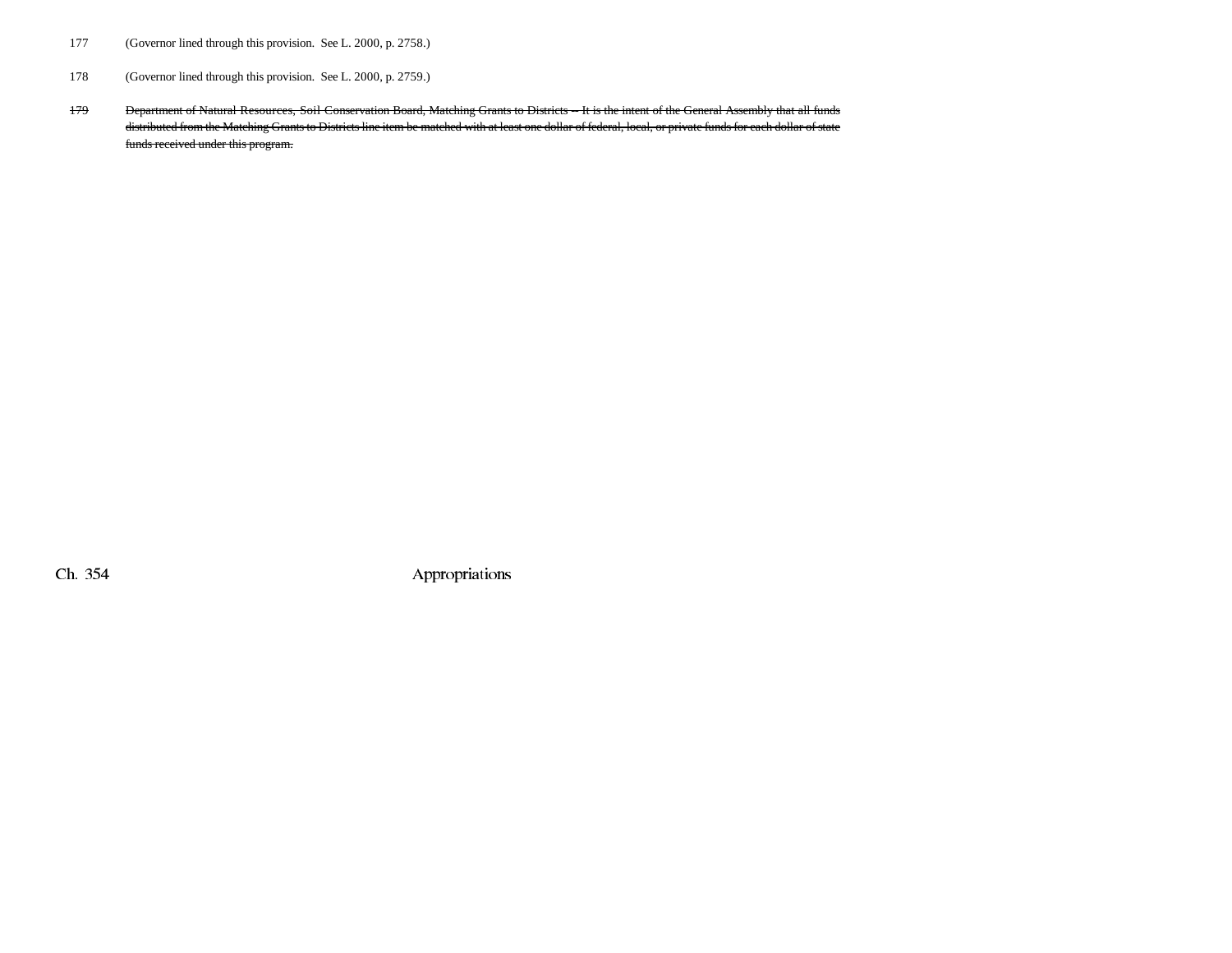177 (Governor lined through this provision. See L. 2000, p. 2758.)

178 (Governor lined through this provision. See L. 2000, p. 2759.)

~~179 Department of Natural Resources, Soil Conservation Board, Matching Grants to Districts -- It is the intent of the General Assembly that all funds distributed from the Matching Grants to Districts line item be matched with at least one dollar of federal, local, or private funds for each dollar of state funds received under this program.~~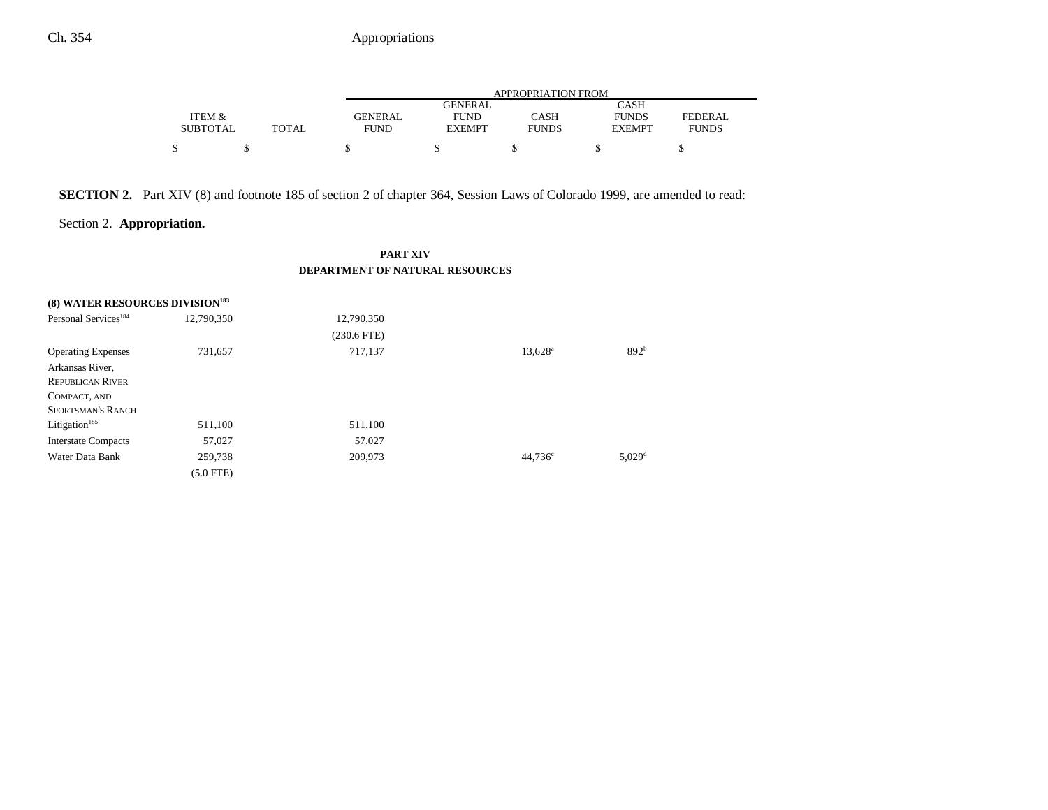| | ITEM & SUBTOTAL | TOTAL | GENERAL FUND | GENERAL FUND EXEMPT | CASH FUNDS | CASH FUNDS EXEMPT | FEDERAL FUNDS |
|---|---|---|---|---|---|---|---|
| | $ | $ | $ | $ | $ | $ | $ |

**SECTION 2.** Part XIV (8) and footnote 185 of section 2 of chapter 364, Session Laws of Colorado 1999, are amended to read:

Section 2. **Appropriation.**

**PART XIV**
**DEPARTMENT OF NATURAL RESOURCES**

| | ITEM & SUBTOTAL | TOTAL | GENERAL FUND | GENERAL FUND EXEMPT | CASH FUNDS | CASH FUNDS EXEMPT | FEDERAL FUNDS |
|---|---|---|---|---|---|---|---|
| **(8) WATER RESOURCES DIVISION[183]** | | | | | | | |
| Personal Services[184] | 12,790,350 | | 12,790,350 | | | | |
| | | | (230.6 FTE) | | | | |
| Operating Expenses | 731,657 | | 717,137 | | 13,628[a] | 892[b] | |
| Arkansas River, REPUBLICAN RIVER COMPACT, AND SPORTSMAN'S RANCH Litigation[185] | 511,100 | | 511,100 | | | | |
| Interstate Compacts | 57,027 | | 57,027 | | | | |
| Water Data Bank | 259,738 | | 209,973 | | 44,736[c] | 5,029[d] | |
| | (5.0 FTE) | | | | | | |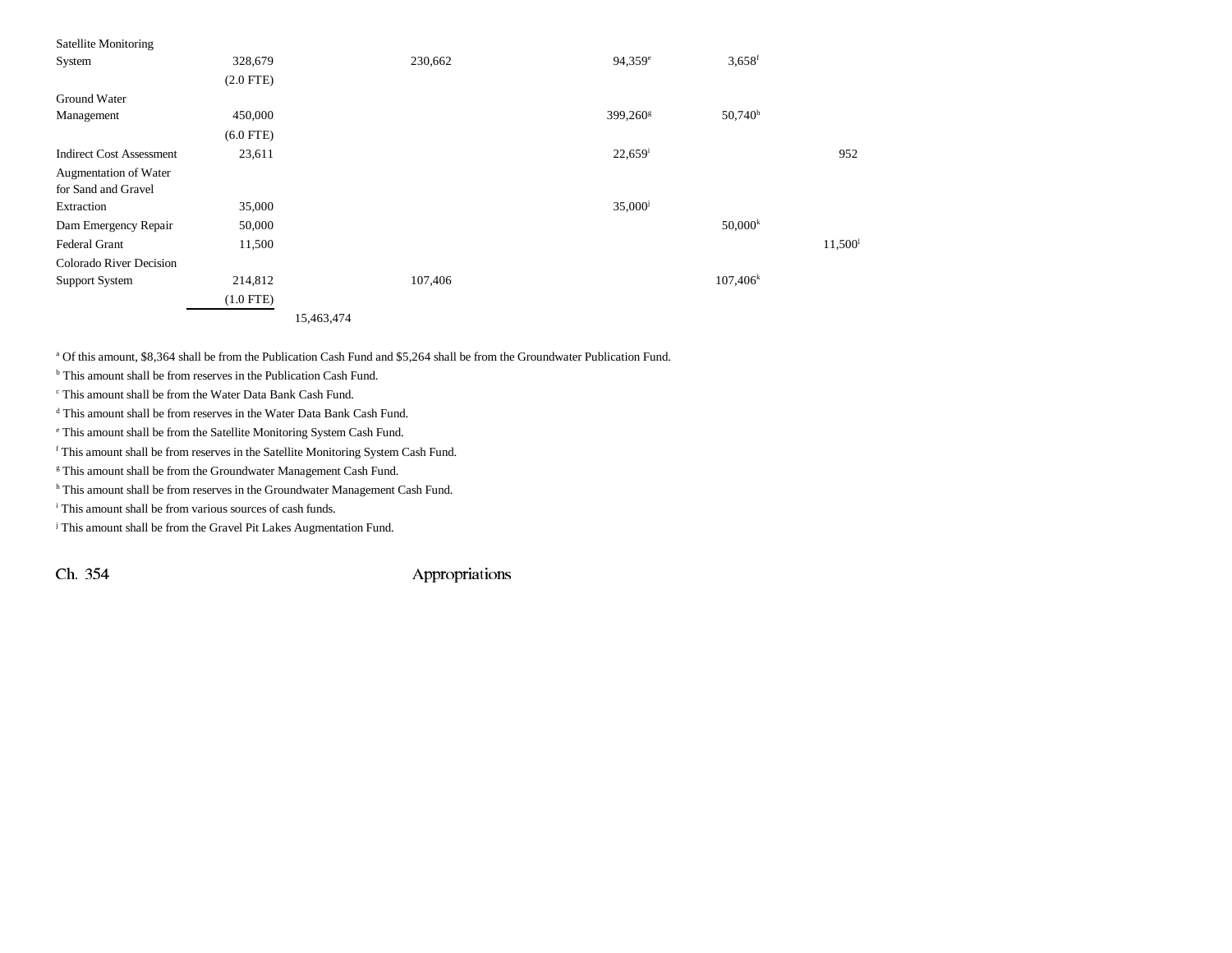| | | | | | |
|---|---|---|---|---|---|
| Satellite Monitoring System | 328,679 | | 230,662 | 94,359[e] | 3,658[f] | |
| | (2.0 FTE) | | | | | |
| Ground Water Management | 450,000 | | | 399,260[g] | 50,740[h] | |
| | (6.0 FTE) | | | | | |
| Indirect Cost Assessment | 23,611 | | | 22,659[i] | | 952 |
| Augmentation of Water for Sand and Gravel Extraction | 35,000 | | | 35,000[j] | | |
| Dam Emergency Repair | 50,000 | | | | 50,000[k] | |
| Federal Grant | 11,500 | | | | | 11,500[l] |
| Colorado River Decision Support System | 214,812 | | 107,406 | | 107,406[k] | |
| | (1.0 FTE) | | | | | |
| | | 15,463,474 | | | | |

[a] Of this amount, $8,364 shall be from the Publication Cash Fund and $5,264 shall be from the Groundwater Publication Fund.

[b] This amount shall be from reserves in the Publication Cash Fund.

[c] This amount shall be from the Water Data Bank Cash Fund.

[d] This amount shall be from reserves in the Water Data Bank Cash Fund.

[e] This amount shall be from the Satellite Monitoring System Cash Fund.

[f] This amount shall be from reserves in the Satellite Monitoring System Cash Fund.

[g] This amount shall be from the Groundwater Management Cash Fund.

[h] This amount shall be from reserves in the Groundwater Management Cash Fund.

[i] This amount shall be from various sources of cash funds.

[j] This amount shall be from the Gravel Pit Lakes Augmentation Fund.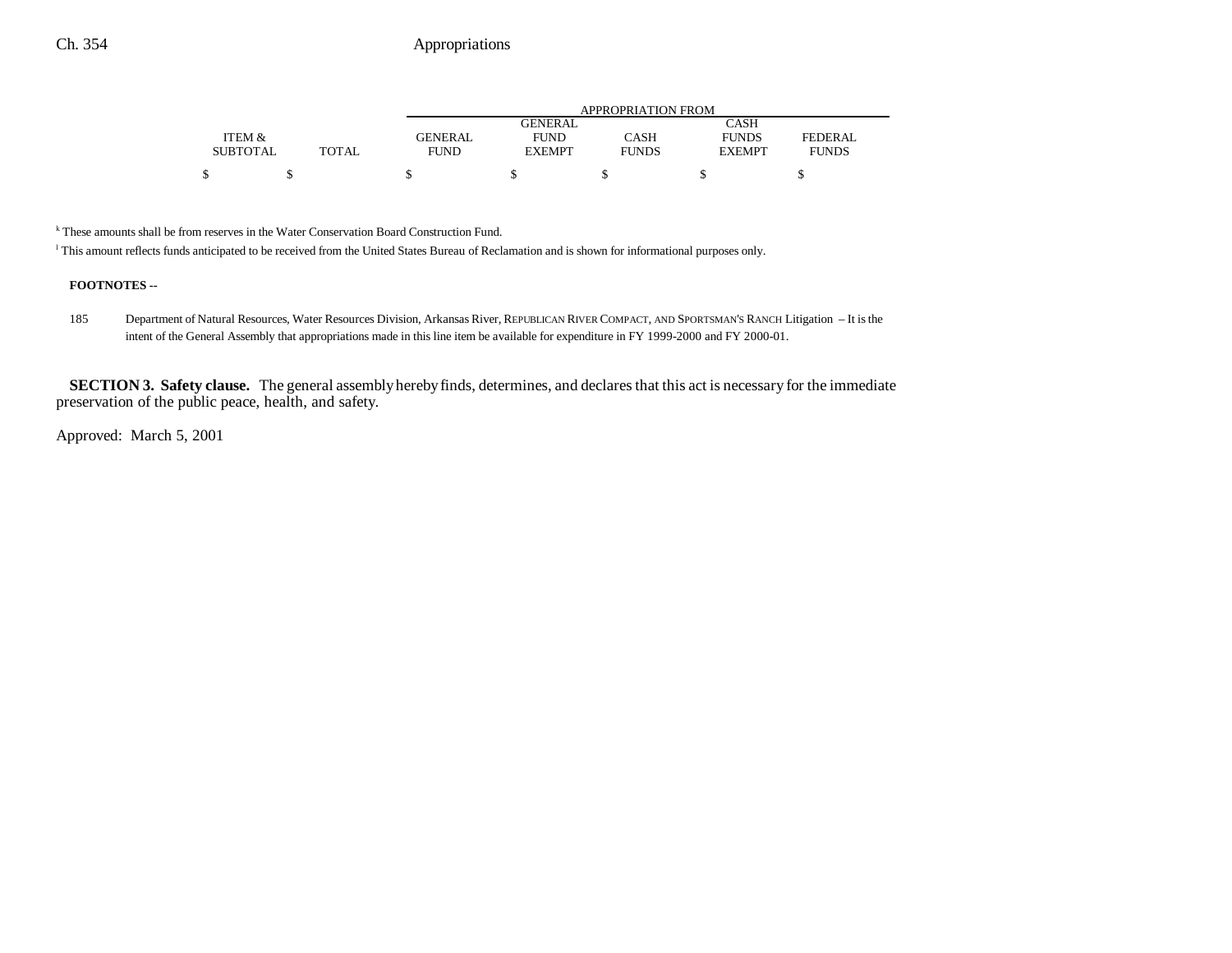| | | APPROPRIATION FROM | | | | |
|---|---|---|---|---|---|---|
| ITEM & SUBTOTAL | TOTAL | GENERAL FUND | GENERAL FUND EXEMPT | CASH FUNDS | CASH FUNDS EXEMPT | FEDERAL FUNDS |
| $ | $ | $ | $ | $ | $ | $ |

[k] These amounts shall be from reserves in the Water Conservation Board Construction Fund.

[l] This amount reflects funds anticipated to be received from the United States Bureau of Reclamation and is shown for informational purposes only.

**FOOTNOTES** --

185 Department of Natural Resources, Water Resources Division, Arkansas River, REPUBLICAN RIVER COMPACT, AND SPORTSMAN'S RANCH Litigation – It is the intent of the General Assembly that appropriations made in this line item be available for expenditure in FY 1999-2000 and FY 2000-01.

**SECTION 3. Safety clause.** The general assembly hereby finds, determines, and declares that this act is necessary for the immediate preservation of the public peace, health, and safety.

Approved: March 5, 2001